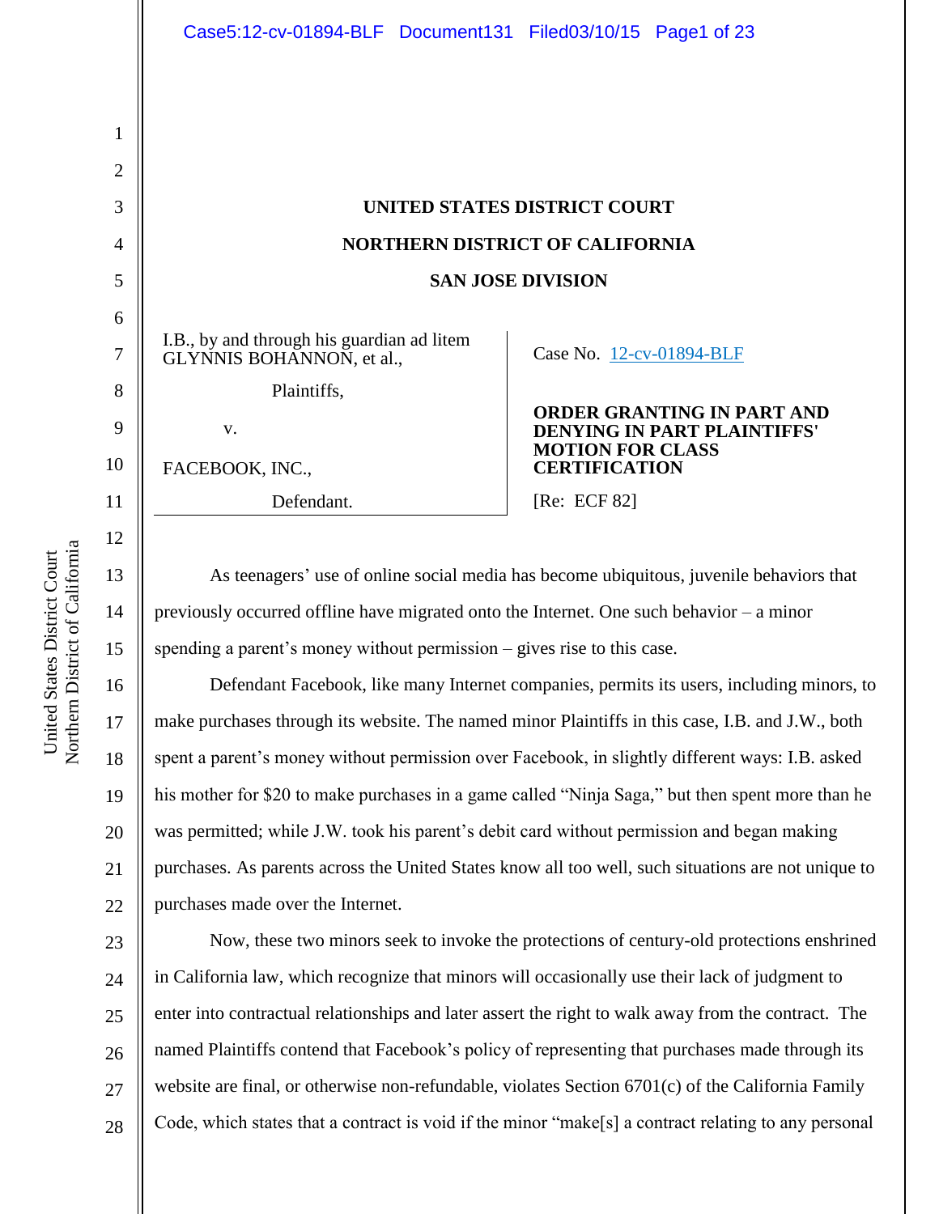# UNITED STATES DISTRICT COURT

# NORTHERN DISTRICT OF CALIFORNIA

# SAN JOSE DIVISION

| | |
|---|---|
| I.B., by and through his guardian ad litem GLYNNIS BOHANNON, et al.,<br><br>Plaintiffs,<br><br>v.<br><br>FACEBOOK, INC.,<br><br>Defendant. | Case No. 12-cv-01894-BLF<br><br>**ORDER GRANTING IN PART AND DENYING IN PART PLAINTIFFS' MOTION FOR CLASS CERTIFICATION**<br><br>[Re: ECF 82] |

As teenagers' use of online social media has become ubiquitous, juvenile behaviors that previously occurred offline have migrated onto the Internet. One such behavior – a minor spending a parent's money without permission – gives rise to this case.

Defendant Facebook, like many Internet companies, permits its users, including minors, to make purchases through its website. The named minor Plaintiffs in this case, I.B. and J.W., both spent a parent's money without permission over Facebook, in slightly different ways: I.B. asked his mother for $20 to make purchases in a game called "Ninja Saga," but then spent more than he was permitted; while J.W. took his parent's debit card without permission and began making purchases. As parents across the United States know all too well, such situations are not unique to purchases made over the Internet.

Now, these two minors seek to invoke the protections of century-old protections enshrined in California law, which recognize that minors will occasionally use their lack of judgment to enter into contractual relationships and later assert the right to walk away from the contract. The named Plaintiffs contend that Facebook's policy of representing that purchases made through its website are final, or otherwise non-refundable, violates Section 6701(c) of the California Family Code, which states that a contract is void if the minor "make[s] a contract relating to any personal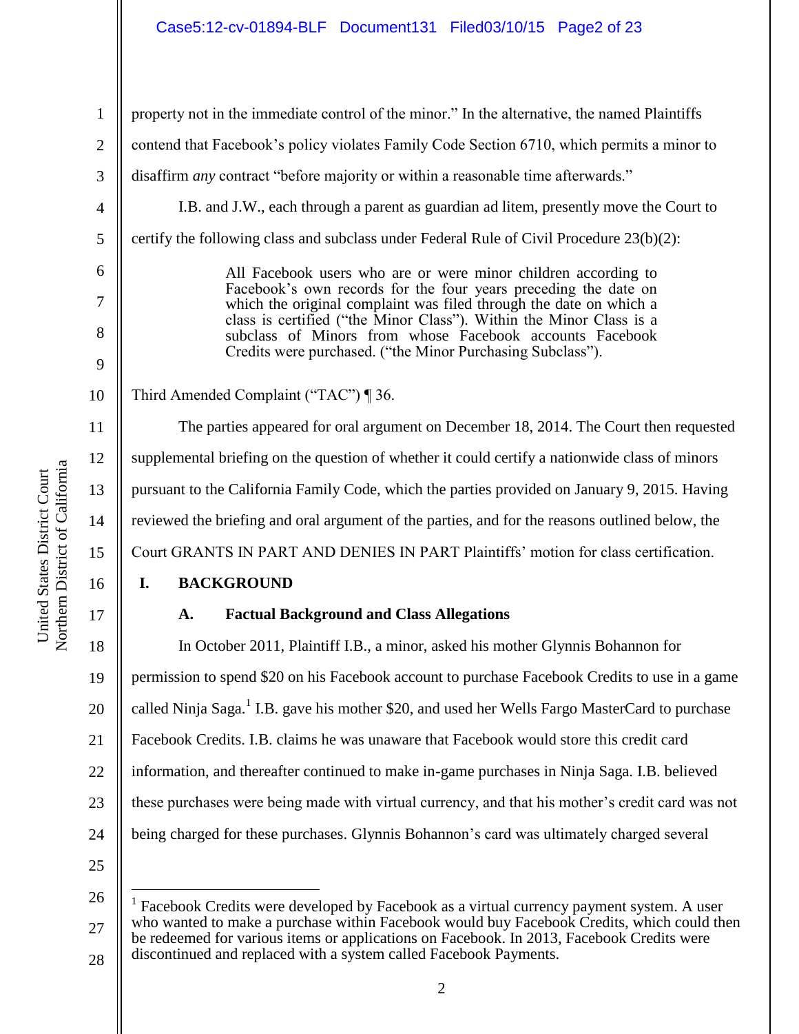property not in the immediate control of the minor." In the alternative, the named Plaintiffs contend that Facebook's policy violates Family Code Section 6710, which permits a minor to disaffirm *any* contract "before majority or within a reasonable time afterwards."

I.B. and J.W., each through a parent as guardian ad litem, presently move the Court to certify the following class and subclass under Federal Rule of Civil Procedure 23(b)(2):

> All Facebook users who are or were minor children according to Facebook's own records for the four years preceding the date on which the original complaint was filed through the date on which a class is certified ("the Minor Class"). Within the Minor Class is a subclass of Minors from whose Facebook accounts Facebook Credits were purchased. ("the Minor Purchasing Subclass").

Third Amended Complaint ("TAC") ¶ 36.

The parties appeared for oral argument on December 18, 2014. The Court then requested supplemental briefing on the question of whether it could certify a nationwide class of minors pursuant to the California Family Code, which the parties provided on January 9, 2015. Having reviewed the briefing and oral argument of the parties, and for the reasons outlined below, the Court GRANTS IN PART AND DENIES IN PART Plaintiffs' motion for class certification.

## I. BACKGROUND

### A. Factual Background and Class Allegations

In October 2011, Plaintiff I.B., a minor, asked his mother Glynnis Bohannon for permission to spend $20 on his Facebook account to purchase Facebook Credits to use in a game called Ninja Saga.[1] I.B. gave his mother $20, and used her Wells Fargo MasterCard to purchase Facebook Credits. I.B. claims he was unaware that Facebook would store this credit card information, and thereafter continued to make in-game purchases in Ninja Saga. I.B. believed these purchases were being made with virtual currency, and that his mother's credit card was not being charged for these purchases. Glynnis Bohannon's card was ultimately charged several

[1] Facebook Credits were developed by Facebook as a virtual currency payment system. A user who wanted to make a purchase within Facebook would buy Facebook Credits, which could then be redeemed for various items or applications on Facebook. In 2013, Facebook Credits were discontinued and replaced with a system called Facebook Payments.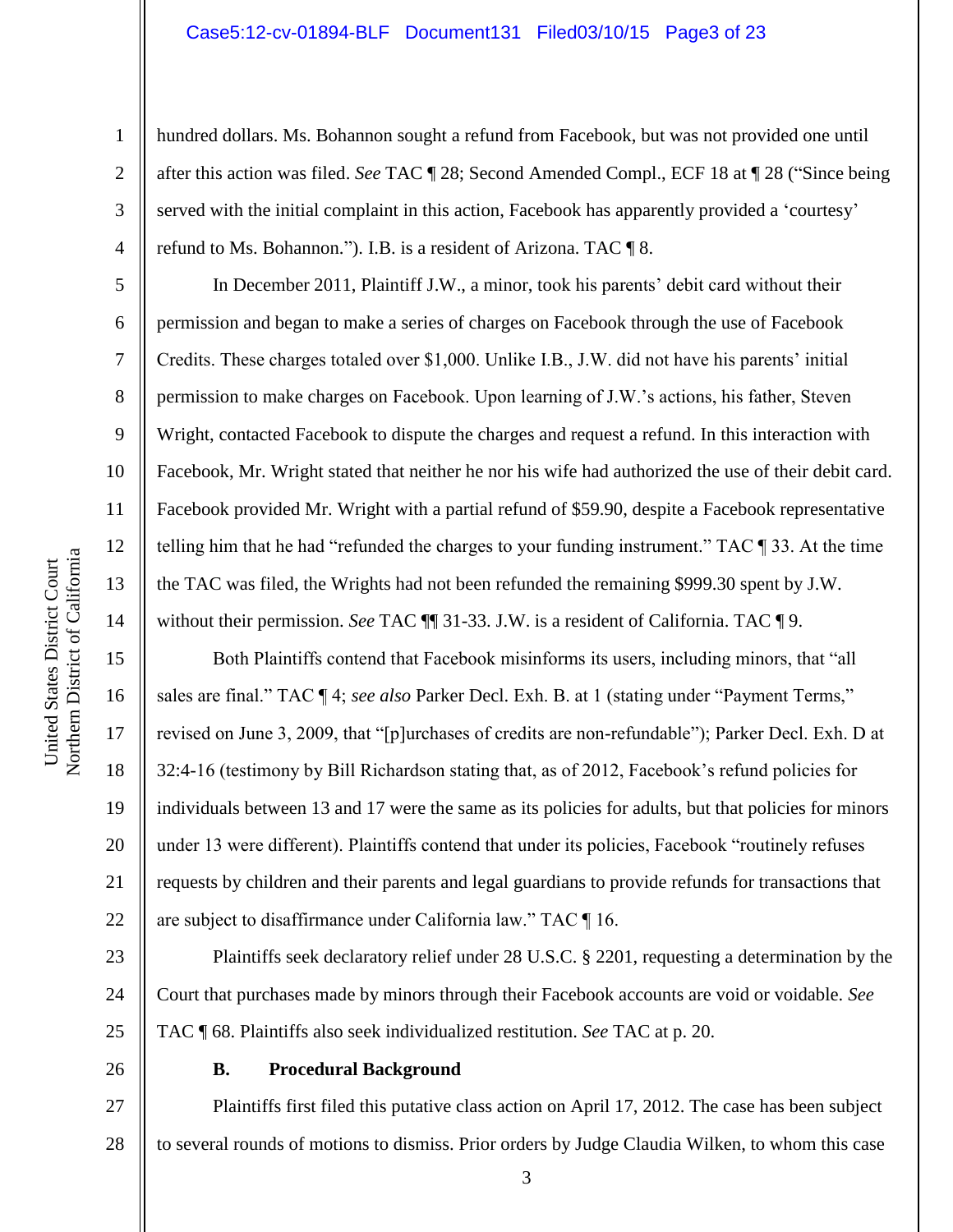hundred dollars. Ms. Bohannon sought a refund from Facebook, but was not provided one until after this action was filed. *See* TAC ¶ 28; Second Amended Compl., ECF 18 at ¶ 28 ("Since being served with the initial complaint in this action, Facebook has apparently provided a 'courtesy' refund to Ms. Bohannon."). I.B. is a resident of Arizona. TAC ¶ 8.

In December 2011, Plaintiff J.W., a minor, took his parents' debit card without their permission and began to make a series of charges on Facebook through the use of Facebook Credits. These charges totaled over $1,000. Unlike I.B., J.W. did not have his parents' initial permission to make charges on Facebook. Upon learning of J.W.'s actions, his father, Steven Wright, contacted Facebook to dispute the charges and request a refund. In this interaction with Facebook, Mr. Wright stated that neither he nor his wife had authorized the use of their debit card. Facebook provided Mr. Wright with a partial refund of $59.90, despite a Facebook representative telling him that he had "refunded the charges to your funding instrument." TAC ¶ 33. At the time the TAC was filed, the Wrights had not been refunded the remaining $999.30 spent by J.W. without their permission. *See* TAC ¶¶ 31-33. J.W. is a resident of California. TAC ¶ 9.

Both Plaintiffs contend that Facebook misinforms its users, including minors, that "all sales are final." TAC ¶ 4; *see also* Parker Decl. Exh. B. at 1 (stating under "Payment Terms," revised on June 3, 2009, that "[p]urchases of credits are non-refundable"); Parker Decl. Exh. D at 32:4-16 (testimony by Bill Richardson stating that, as of 2012, Facebook's refund policies for individuals between 13 and 17 were the same as its policies for adults, but that policies for minors under 13 were different). Plaintiffs contend that under its policies, Facebook "routinely refuses requests by children and their parents and legal guardians to provide refunds for transactions that are subject to disaffirmance under California law." TAC ¶ 16.

Plaintiffs seek declaratory relief under 28 U.S.C. § 2201, requesting a determination by the Court that purchases made by minors through their Facebook accounts are void or voidable. *See* TAC ¶ 68. Plaintiffs also seek individualized restitution. *See* TAC at p. 20.

**B. Procedural Background**

Plaintiffs first filed this putative class action on April 17, 2012. The case has been subject to several rounds of motions to dismiss. Prior orders by Judge Claudia Wilken, to whom this case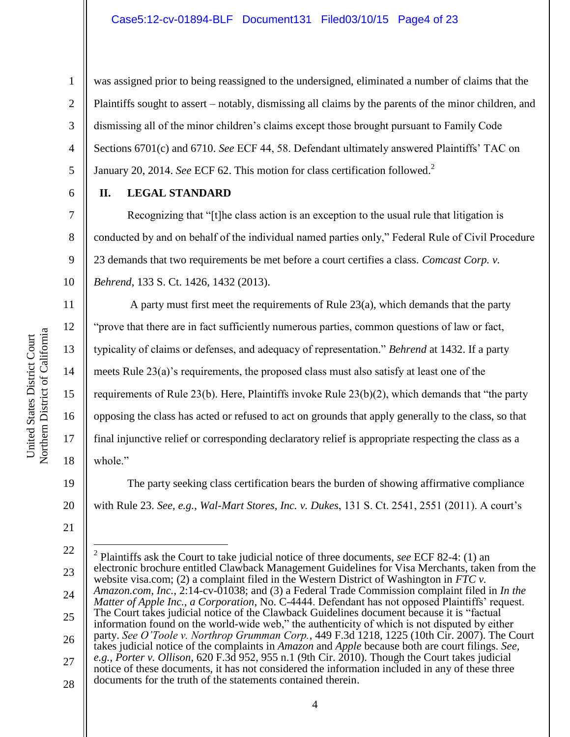was assigned prior to being reassigned to the undersigned, eliminated a number of claims that the Plaintiffs sought to assert – notably, dismissing all claims by the parents of the minor children, and dismissing all of the minor children's claims except those brought pursuant to Family Code Sections 6701(c) and 6710. *See* ECF 44, 58. Defendant ultimately answered Plaintiffs' TAC on January 20, 2014. *See* ECF 62. This motion for class certification followed.[2]

## II. LEGAL STANDARD

Recognizing that "[t]he class action is an exception to the usual rule that litigation is conducted by and on behalf of the individual named parties only," Federal Rule of Civil Procedure 23 demands that two requirements be met before a court certifies a class. *Comcast Corp. v. Behrend*, 133 S. Ct. 1426, 1432 (2013).

A party must first meet the requirements of Rule 23(a), which demands that the party "prove that there are in fact sufficiently numerous parties, common questions of law or fact, typicality of claims or defenses, and adequacy of representation." *Behrend* at 1432. If a party meets Rule 23(a)'s requirements, the proposed class must also satisfy at least one of the requirements of Rule 23(b). Here, Plaintiffs invoke Rule 23(b)(2), which demands that "the party opposing the class has acted or refused to act on grounds that apply generally to the class, so that final injunctive relief or corresponding declaratory relief is appropriate respecting the class as a whole."

The party seeking class certification bears the burden of showing affirmative compliance with Rule 23. *See, e.g.*, *Wal-Mart Stores, Inc. v. Dukes*, 131 S. Ct. 2541, 2551 (2011). A court's

---

[2] Plaintiffs ask the Court to take judicial notice of three documents, *see* ECF 82-4: (1) an electronic brochure entitled Clawback Management Guidelines for Visa Merchants, taken from the website visa.com; (2) a complaint filed in the Western District of Washington in *FTC v. Amazon.com, Inc.*, 2:14-cv-01038; and (3) a Federal Trade Commission complaint filed in *In the Matter of Apple Inc., a Corporation*, No. C-4444. Defendant has not opposed Plaintiffs' request. The Court takes judicial notice of the Clawback Guidelines document because it is "factual information found on the world-wide web," the authenticity of which is not disputed by either party. *See O'Toole v. Northrop Grumman Corp.*, 449 F.3d 1218, 1225 (10th Cir. 2007). The Court takes judicial notice of the complaints in *Amazon* and *Apple* because both are court filings. *See, e.g.*, *Porter v. Ollison*, 620 F.3d 952, 955 n.1 (9th Cir. 2010). Though the Court takes judicial notice of these documents, it has not considered the information included in any of these three documents for the truth of the statements contained therein.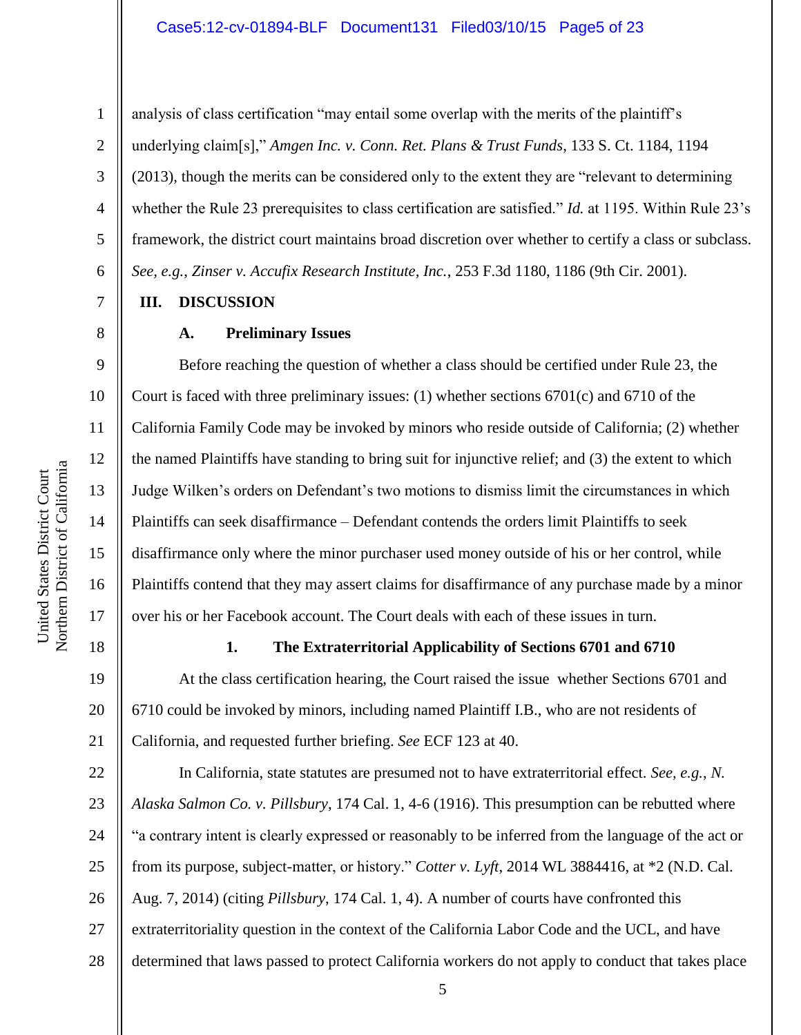analysis of class certification "may entail some overlap with the merits of the plaintiff's underlying claim[s]," *Amgen Inc. v. Conn. Ret. Plans & Trust Funds*, 133 S. Ct. 1184, 1194 (2013), though the merits can be considered only to the extent they are "relevant to determining whether the Rule 23 prerequisites to class certification are satisfied." *Id.* at 1195. Within Rule 23's framework, the district court maintains broad discretion over whether to certify a class or subclass. *See, e.g.*, *Zinser v. Accufix Research Institute, Inc.*, 253 F.3d 1180, 1186 (9th Cir. 2001).

## III. DISCUSSION

### A. Preliminary Issues

Before reaching the question of whether a class should be certified under Rule 23, the Court is faced with three preliminary issues: (1) whether sections 6701(c) and 6710 of the California Family Code may be invoked by minors who reside outside of California; (2) whether the named Plaintiffs have standing to bring suit for injunctive relief; and (3) the extent to which Judge Wilken's orders on Defendant's two motions to dismiss limit the circumstances in which Plaintiffs can seek disaffirmance – Defendant contends the orders limit Plaintiffs to seek disaffirmance only where the minor purchaser used money outside of his or her control, while Plaintiffs contend that they may assert claims for disaffirmance of any purchase made by a minor over his or her Facebook account. The Court deals with each of these issues in turn.

#### 1. The Extraterritorial Applicability of Sections 6701 and 6710

At the class certification hearing, the Court raised the issue whether Sections 6701 and 6710 could be invoked by minors, including named Plaintiff I.B., who are not residents of California, and requested further briefing. *See* ECF 123 at 40.

In California, state statutes are presumed not to have extraterritorial effect. *See, e.g.*, *N. Alaska Salmon Co. v. Pillsbury*, 174 Cal. 1, 4-6 (1916). This presumption can be rebutted where "a contrary intent is clearly expressed or reasonably to be inferred from the language of the act or from its purpose, subject-matter, or history." *Cotter v. Lyft*, 2014 WL 3884416, at *2 (N.D. Cal. Aug. 7, 2014) (citing *Pillsbury*, 174 Cal. 1, 4). A number of courts have confronted this extraterritoriality question in the context of the California Labor Code and the UCL, and have determined that laws passed to protect California workers do not apply to conduct that takes place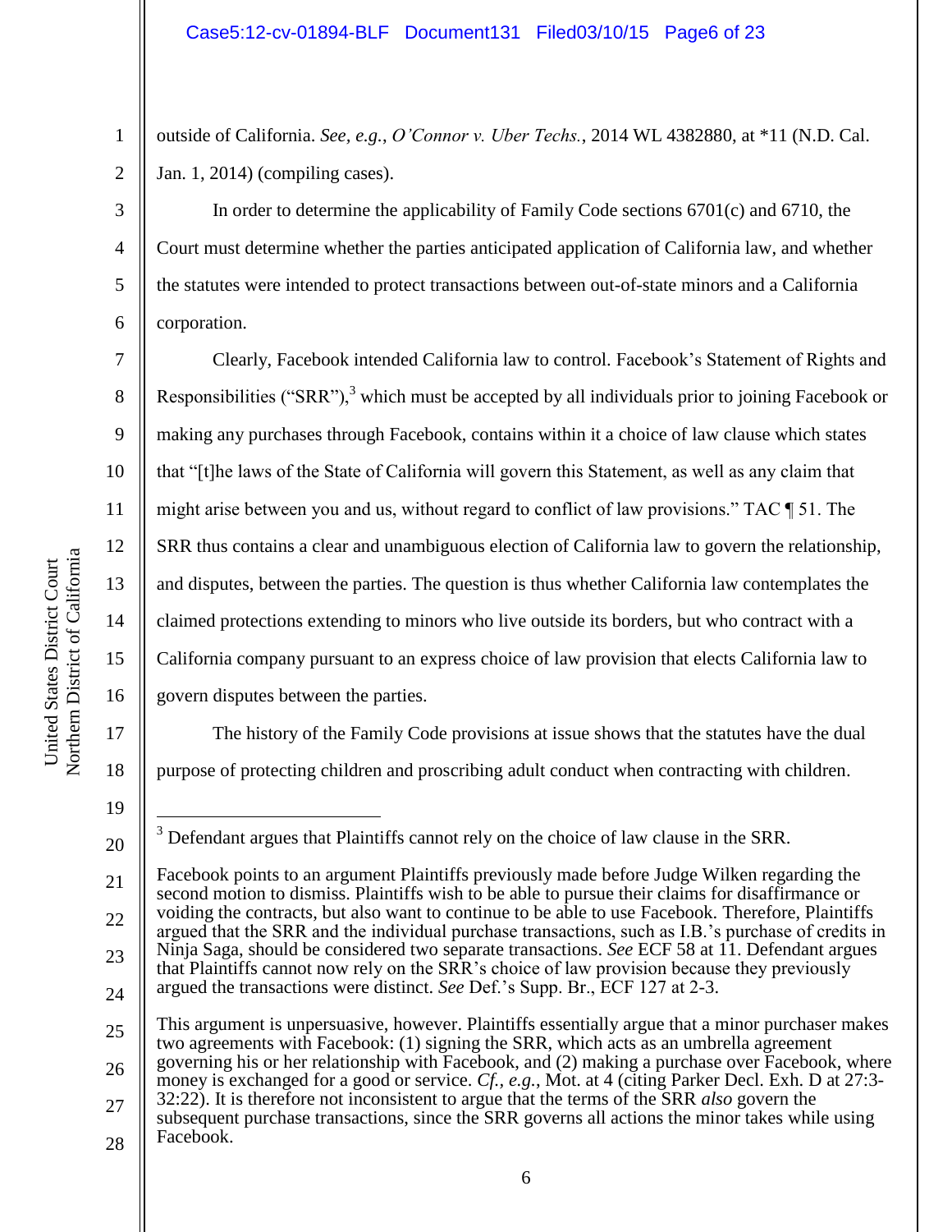outside of California. *See, e.g.*, *O'Connor v. Uber Techs.*, 2014 WL 4382880, at *11 (N.D. Cal. Jan. 1, 2014) (compiling cases).

In order to determine the applicability of Family Code sections 6701(c) and 6710, the Court must determine whether the parties anticipated application of California law, and whether the statutes were intended to protect transactions between out-of-state minors and a California corporation.

Clearly, Facebook intended California law to control. Facebook's Statement of Rights and Responsibilities ("SRR"),[3] which must be accepted by all individuals prior to joining Facebook or making any purchases through Facebook, contains within it a choice of law clause which states that "[t]he laws of the State of California will govern this Statement, as well as any claim that might arise between you and us, without regard to conflict of law provisions." TAC ¶ 51. The SRR thus contains a clear and unambiguous election of California law to govern the relationship, and disputes, between the parties. The question is thus whether California law contemplates the claimed protections extending to minors who live outside its borders, but who contract with a California company pursuant to an express choice of law provision that elects California law to govern disputes between the parties.

The history of the Family Code provisions at issue shows that the statutes have the dual purpose of protecting children and proscribing adult conduct when contracting with children.

---

[3] Defendant argues that Plaintiffs cannot rely on the choice of law clause in the SRR.

Facebook points to an argument Plaintiffs previously made before Judge Wilken regarding the second motion to dismiss. Plaintiffs wish to be able to pursue their claims for disaffirmance or voiding the contracts, but also want to continue to be able to use Facebook. Therefore, Plaintiffs argued that the SRR and the individual purchase transactions, such as I.B.'s purchase of credits in Ninja Saga, should be considered two separate transactions. *See* ECF 58 at 11. Defendant argues that Plaintiffs cannot now rely on the SRR's choice of law provision because they previously argued the transactions were distinct. *See* Def.'s Supp. Br., ECF 127 at 2-3.

This argument is unpersuasive, however. Plaintiffs essentially argue that a minor purchaser makes two agreements with Facebook: (1) signing the SRR, which acts as an umbrella agreement governing his or her relationship with Facebook, and (2) making a purchase over Facebook, where money is exchanged for a good or service. *Cf., e.g.*, Mot. at 4 (citing Parker Decl. Exh. D at 27:3-32:22). It is therefore not inconsistent to argue that the terms of the SRR *also* govern the subsequent purchase transactions, since the SRR governs all actions the minor takes while using Facebook.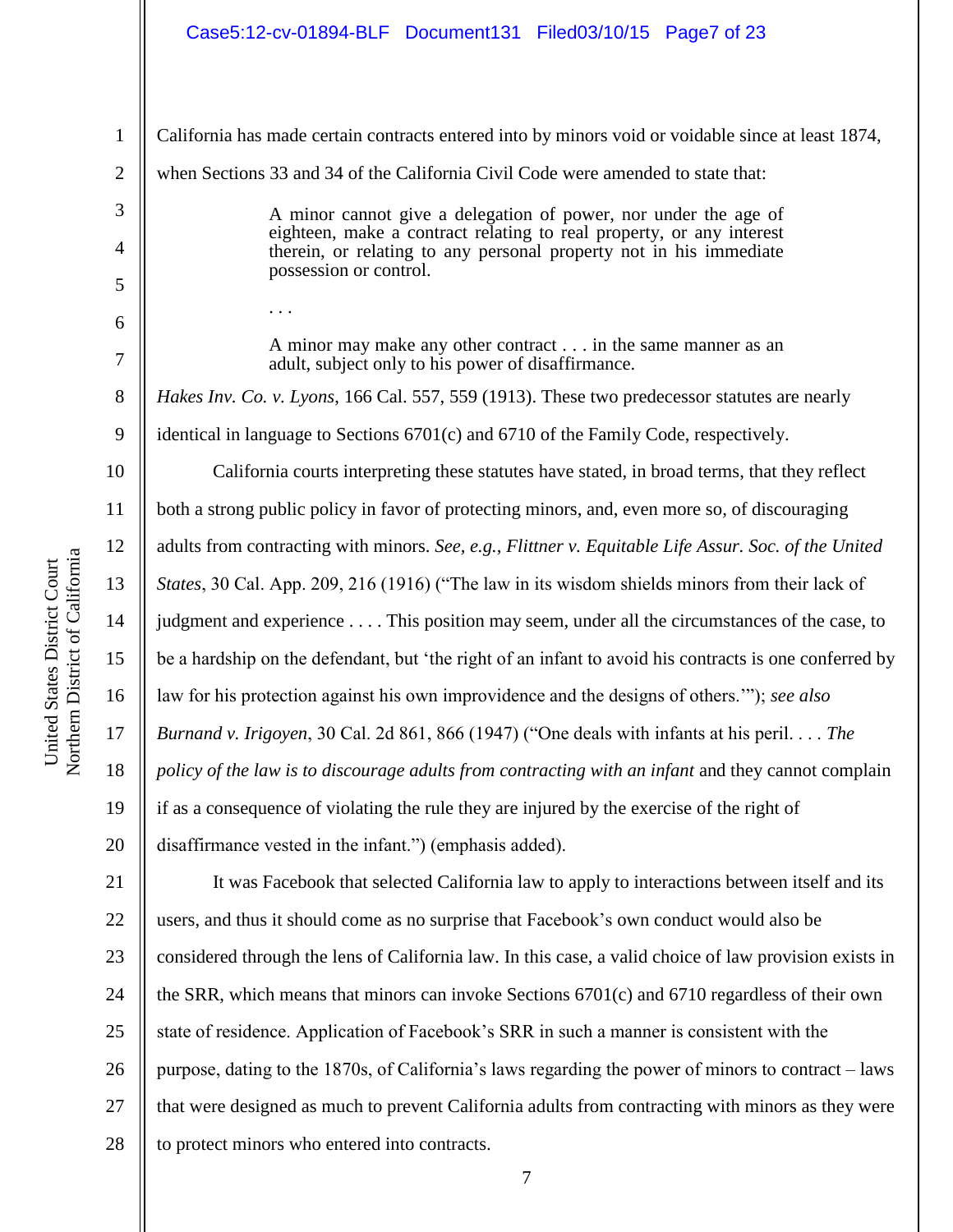California has made certain contracts entered into by minors void or voidable since at least 1874, when Sections 33 and 34 of the California Civil Code were amended to state that:

> A minor cannot give a delegation of power, nor under the age of eighteen, make a contract relating to real property, or any interest therein, or relating to any personal property not in his immediate possession or control.
>
> . . .
>
> A minor may make any other contract . . . in the same manner as an adult, subject only to his power of disaffirmance.

*Hakes Inv. Co. v. Lyons*, 166 Cal. 557, 559 (1913). These two predecessor statutes are nearly identical in language to Sections 6701(c) and 6710 of the Family Code, respectively.

California courts interpreting these statutes have stated, in broad terms, that they reflect both a strong public policy in favor of protecting minors, and, even more so, of discouraging adults from contracting with minors. *See, e.g.*, *Flittner v. Equitable Life Assur. Soc. of the United States*, 30 Cal. App. 209, 216 (1916) ("The law in its wisdom shields minors from their lack of judgment and experience . . . . This position may seem, under all the circumstances of the case, to be a hardship on the defendant, but 'the right of an infant to avoid his contracts is one conferred by law for his protection against his own improvidence and the designs of others.'"); *see also* *Burnand v. Irigoyen*, 30 Cal. 2d 861, 866 (1947) ("One deals with infants at his peril. . . . *The policy of the law is to discourage adults from contracting with an infant* and they cannot complain if as a consequence of violating the rule they are injured by the exercise of the right of disaffirmance vested in the infant.") (emphasis added).

It was Facebook that selected California law to apply to interactions between itself and its users, and thus it should come as no surprise that Facebook's own conduct would also be considered through the lens of California law. In this case, a valid choice of law provision exists in the SRR, which means that minors can invoke Sections 6701(c) and 6710 regardless of their own state of residence. Application of Facebook's SRR in such a manner is consistent with the purpose, dating to the 1870s, of California's laws regarding the power of minors to contract – laws that were designed as much to prevent California adults from contracting with minors as they were to protect minors who entered into contracts.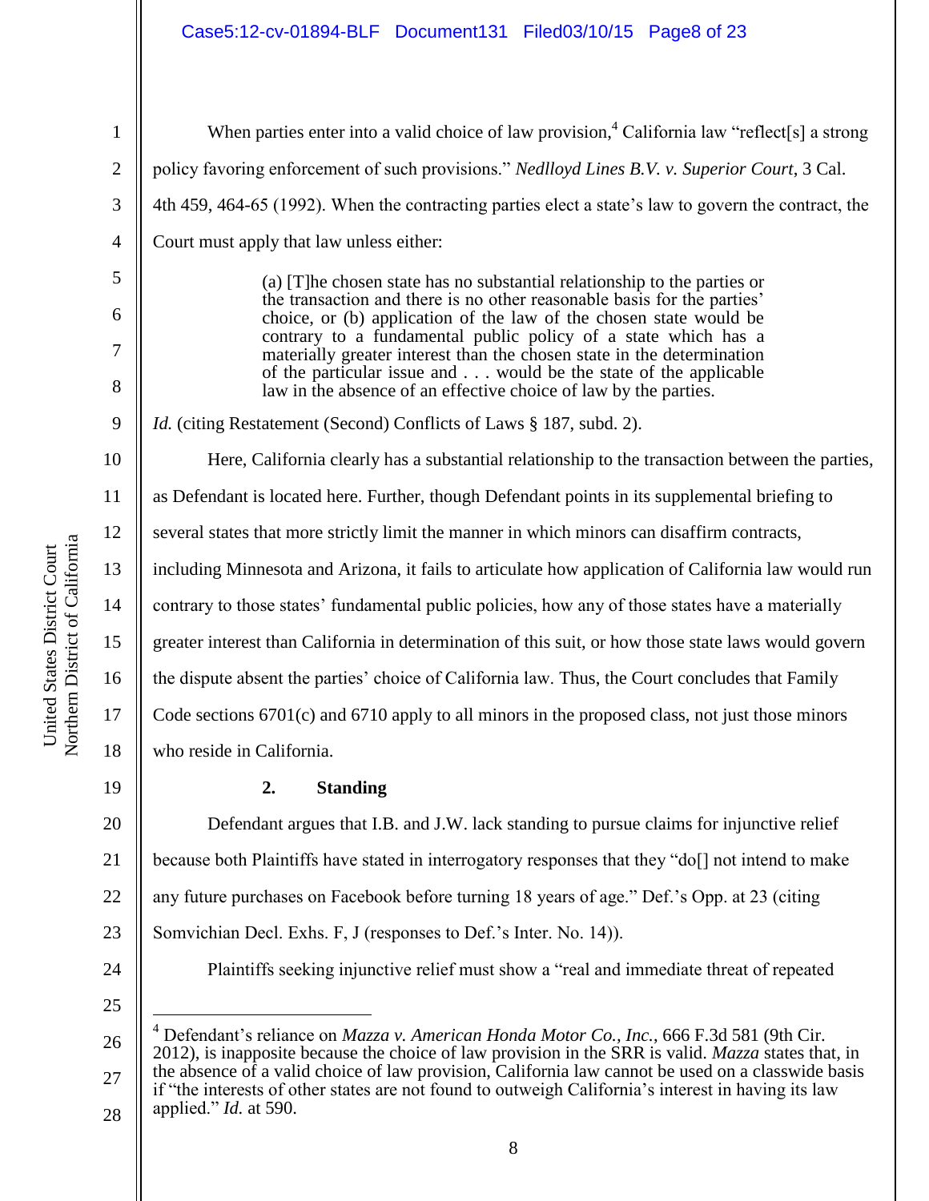When parties enter into a valid choice of law provision,[4] California law "reflect[s] a strong policy favoring enforcement of such provisions." *Nedlloyd Lines B.V. v. Superior Court*, 3 Cal. 4th 459, 464-65 (1992). When the contracting parties elect a state's law to govern the contract, the Court must apply that law unless either:

> (a) [T]he chosen state has no substantial relationship to the parties or the transaction and there is no other reasonable basis for the parties' choice, or (b) application of the law of the chosen state would be contrary to a fundamental public policy of a state which has a materially greater interest than the chosen state in the determination of the particular issue and . . . would be the state of the applicable law in the absence of an effective choice of law by the parties.

*Id.* (citing Restatement (Second) Conflicts of Laws § 187, subd. 2).

Here, California clearly has a substantial relationship to the transaction between the parties, as Defendant is located here. Further, though Defendant points in its supplemental briefing to several states that more strictly limit the manner in which minors can disaffirm contracts, including Minnesota and Arizona, it fails to articulate how application of California law would run contrary to those states' fundamental public policies, how any of those states have a materially greater interest than California in determination of this suit, or how those state laws would govern the dispute absent the parties' choice of California law. Thus, the Court concludes that Family Code sections 6701(c) and 6710 apply to all minors in the proposed class, not just those minors who reside in California.

### 2. Standing

Defendant argues that I.B. and J.W. lack standing to pursue claims for injunctive relief because both Plaintiffs have stated in interrogatory responses that they "do[] not intend to make any future purchases on Facebook before turning 18 years of age." Def.'s Opp. at 23 (citing Somvichian Decl. Exhs. F, J (responses to Def.'s Inter. No. 14)).

Plaintiffs seeking injunctive relief must show a "real and immediate threat of repeated

---

[4] Defendant's reliance on *Mazza v. American Honda Motor Co., Inc.*, 666 F.3d 581 (9th Cir. 2012), is inapposite because the choice of law provision in the SRR is valid. *Mazza* states that, in the absence of a valid choice of law provision, California law cannot be used on a classwide basis if "the interests of other states are not found to outweigh California's interest in having its law applied." *Id.* at 590.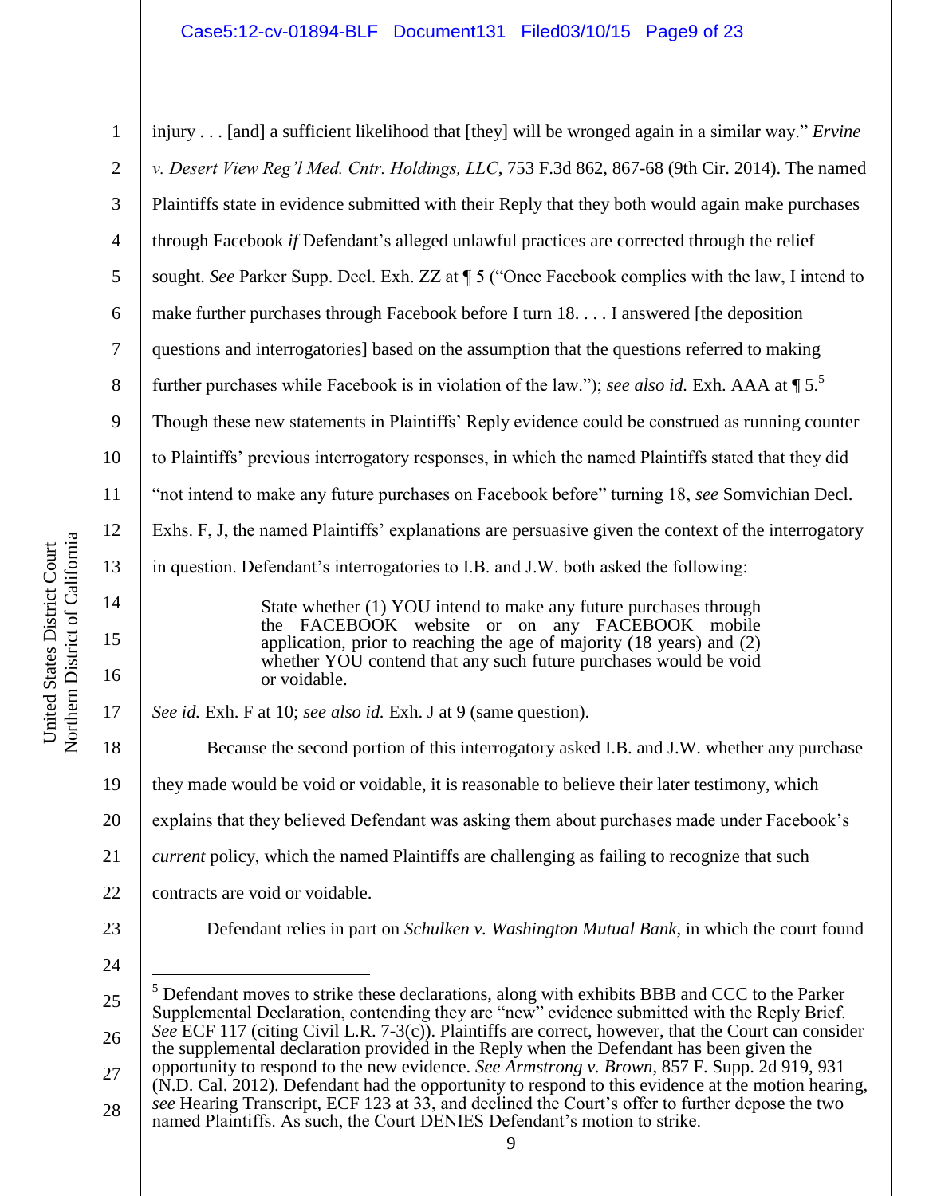injury . . . [and] a sufficient likelihood that [they] will be wronged again in a similar way." *Ervine v. Desert View Reg'l Med. Cntr. Holdings, LLC*, 753 F.3d 862, 867-68 (9th Cir. 2014). The named Plaintiffs state in evidence submitted with their Reply that they both would again make purchases through Facebook *if* Defendant's alleged unlawful practices are corrected through the relief sought. *See* Parker Supp. Decl. Exh. ZZ at ¶ 5 ("Once Facebook complies with the law, I intend to make further purchases through Facebook before I turn 18. . . . I answered [the deposition questions and interrogatories] based on the assumption that the questions referred to making further purchases while Facebook is in violation of the law."); *see also id.* Exh. AAA at ¶ 5.[5] Though these new statements in Plaintiffs' Reply evidence could be construed as running counter to Plaintiffs' previous interrogatory responses, in which the named Plaintiffs stated that they did "not intend to make any future purchases on Facebook before" turning 18, *see* Somvichian Decl. Exhs. F, J, the named Plaintiffs' explanations are persuasive given the context of the interrogatory in question. Defendant's interrogatories to I.B. and J.W. both asked the following:

> State whether (1) YOU intend to make any future purchases through the FACEBOOK website or on any FACEBOOK mobile application, prior to reaching the age of majority (18 years) and (2) whether YOU contend that any such future purchases would be void or voidable.

*See id.* Exh. F at 10; *see also id.* Exh. J at 9 (same question).

Because the second portion of this interrogatory asked I.B. and J.W. whether any purchase they made would be void or voidable, it is reasonable to believe their later testimony, which explains that they believed Defendant was asking them about purchases made under Facebook's *current* policy, which the named Plaintiffs are challenging as failing to recognize that such contracts are void or voidable.

Defendant relies in part on *Schulken v. Washington Mutual Bank*, in which the court found

---

[5] Defendant moves to strike these declarations, along with exhibits BBB and CCC to the Parker Supplemental Declaration, contending they are "new" evidence submitted with the Reply Brief. *See* ECF 117 (citing Civil L.R. 7-3(c)). Plaintiffs are correct, however, that the Court can consider the supplemental declaration provided in the Reply when the Defendant has been given the opportunity to respond to the new evidence. *See Armstrong v. Brown*, 857 F. Supp. 2d 919, 931 (N.D. Cal. 2012). Defendant had the opportunity to respond to this evidence at the motion hearing, *see* Hearing Transcript, ECF 123 at 33, and declined the Court's offer to further depose the two named Plaintiffs. As such, the Court DENIES Defendant's motion to strike.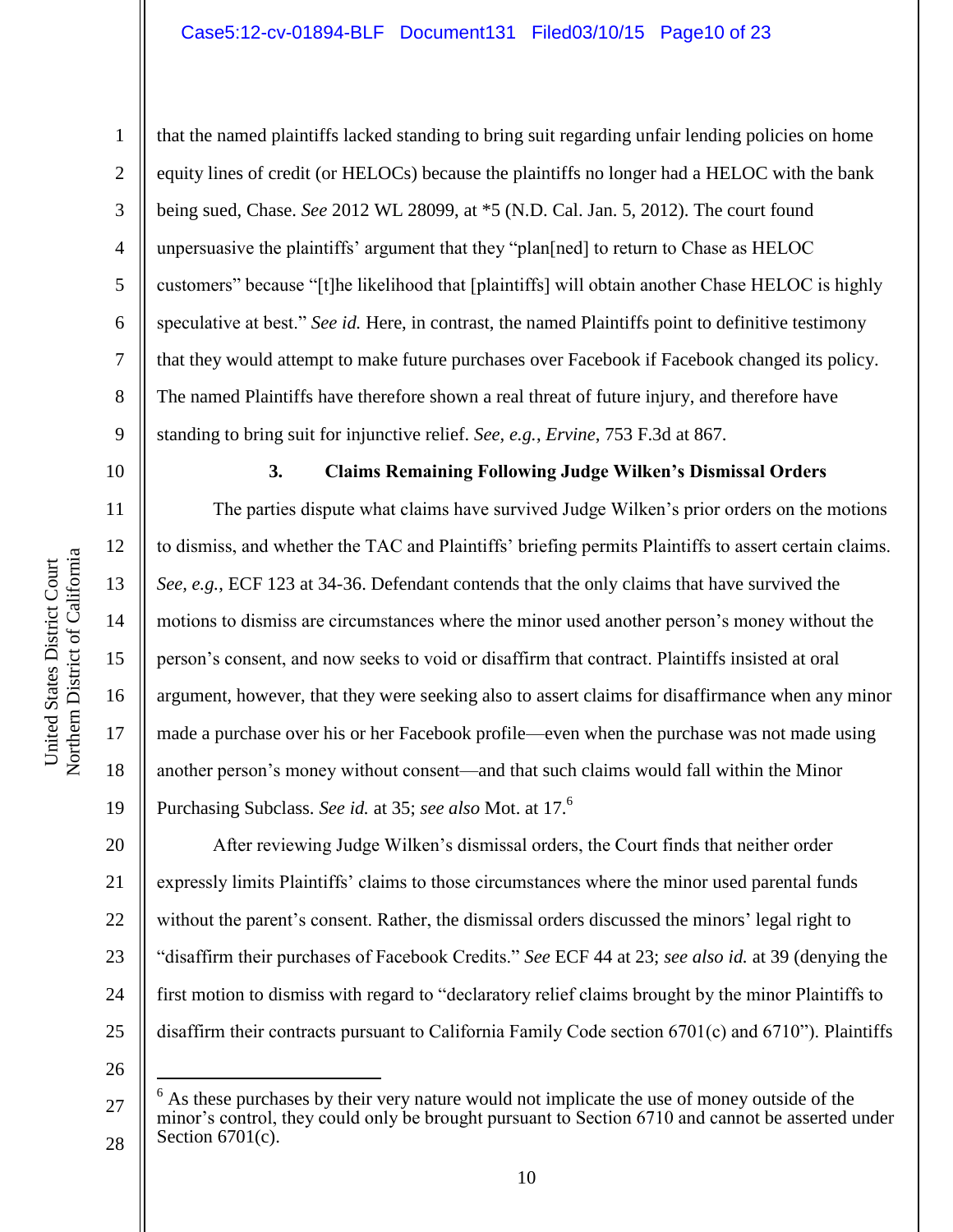that the named plaintiffs lacked standing to bring suit regarding unfair lending policies on home equity lines of credit (or HELOCs) because the plaintiffs no longer had a HELOC with the bank being sued, Chase. *See* 2012 WL 28099, at *5 (N.D. Cal. Jan. 5, 2012). The court found unpersuasive the plaintiffs' argument that they "plan[ned] to return to Chase as HELOC customers" because "[t]he likelihood that [plaintiffs] will obtain another Chase HELOC is highly speculative at best." *See id.* Here, in contrast, the named Plaintiffs point to definitive testimony that they would attempt to make future purchases over Facebook if Facebook changed its policy. The named Plaintiffs have therefore shown a real threat of future injury, and therefore have standing to bring suit for injunctive relief. *See, e.g.*, *Ervine*, 753 F.3d at 867.

### 3. Claims Remaining Following Judge Wilken's Dismissal Orders

The parties dispute what claims have survived Judge Wilken's prior orders on the motions to dismiss, and whether the TAC and Plaintiffs' briefing permits Plaintiffs to assert certain claims. *See, e.g.*, ECF 123 at 34-36. Defendant contends that the only claims that have survived the motions to dismiss are circumstances where the minor used another person's money without the person's consent, and now seeks to void or disaffirm that contract. Plaintiffs insisted at oral argument, however, that they were seeking also to assert claims for disaffirmance when any minor made a purchase over his or her Facebook profile—even when the purchase was not made using another person's money without consent—and that such claims would fall within the Minor Purchasing Subclass. *See id.* at 35; *see also* Mot. at 17.[6]

After reviewing Judge Wilken's dismissal orders, the Court finds that neither order expressly limits Plaintiffs' claims to those circumstances where the minor used parental funds without the parent's consent. Rather, the dismissal orders discussed the minors' legal right to "disaffirm their purchases of Facebook Credits." *See* ECF 44 at 23; *see also id.* at 39 (denying the first motion to dismiss with regard to "declaratory relief claims brought by the minor Plaintiffs to disaffirm their contracts pursuant to California Family Code section 6701(c) and 6710"). Plaintiffs

---

[6] As these purchases by their very nature would not implicate the use of money outside of the minor's control, they could only be brought pursuant to Section 6710 and cannot be asserted under Section 6701(c).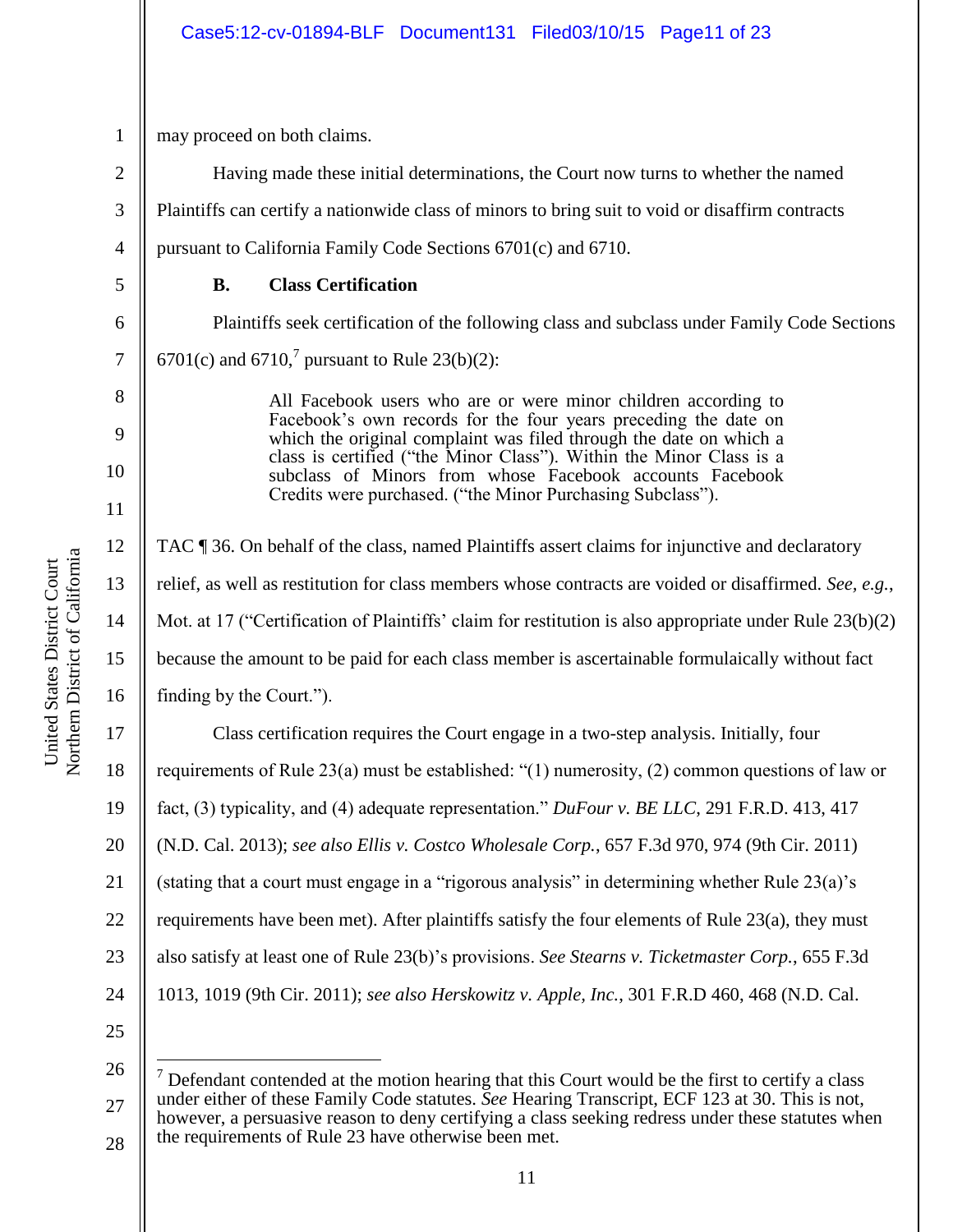may proceed on both claims.

Having made these initial determinations, the Court now turns to whether the named Plaintiffs can certify a nationwide class of minors to bring suit to void or disaffirm contracts pursuant to California Family Code Sections 6701(c) and 6710.

### B. Class Certification

Plaintiffs seek certification of the following class and subclass under Family Code Sections 6701(c) and 6710,[7] pursuant to Rule 23(b)(2):

> All Facebook users who are or were minor children according to Facebook's own records for the four years preceding the date on which the original complaint was filed through the date on which a class is certified ("the Minor Class"). Within the Minor Class is a subclass of Minors from whose Facebook accounts Facebook Credits were purchased. ("the Minor Purchasing Subclass").

TAC ¶ 36. On behalf of the class, named Plaintiffs assert claims for injunctive and declaratory relief, as well as restitution for class members whose contracts are voided or disaffirmed. *See, e.g.*, Mot. at 17 ("Certification of Plaintiffs' claim for restitution is also appropriate under Rule 23(b)(2) because the amount to be paid for each class member is ascertainable formulaically without fact finding by the Court.").

Class certification requires the Court engage in a two-step analysis. Initially, four requirements of Rule 23(a) must be established: "(1) numerosity, (2) common questions of law or fact, (3) typicality, and (4) adequate representation." *DuFour v. BE LLC*, 291 F.R.D. 413, 417 (N.D. Cal. 2013); *see also Ellis v. Costco Wholesale Corp.*, 657 F.3d 970, 974 (9th Cir. 2011) (stating that a court must engage in a "rigorous analysis" in determining whether Rule 23(a)'s requirements have been met). After plaintiffs satisfy the four elements of Rule 23(a), they must also satisfy at least one of Rule 23(b)'s provisions. *See Stearns v. Ticketmaster Corp.*, 655 F.3d 1013, 1019 (9th Cir. 2011); *see also Herskowitz v. Apple, Inc.*, 301 F.R.D 460, 468 (N.D. Cal.

---

[7] Defendant contended at the motion hearing that this Court would be the first to certify a class under either of these Family Code statutes. *See* Hearing Transcript, ECF 123 at 30. This is not, however, a persuasive reason to deny certifying a class seeking redress under these statutes when the requirements of Rule 23 have otherwise been met.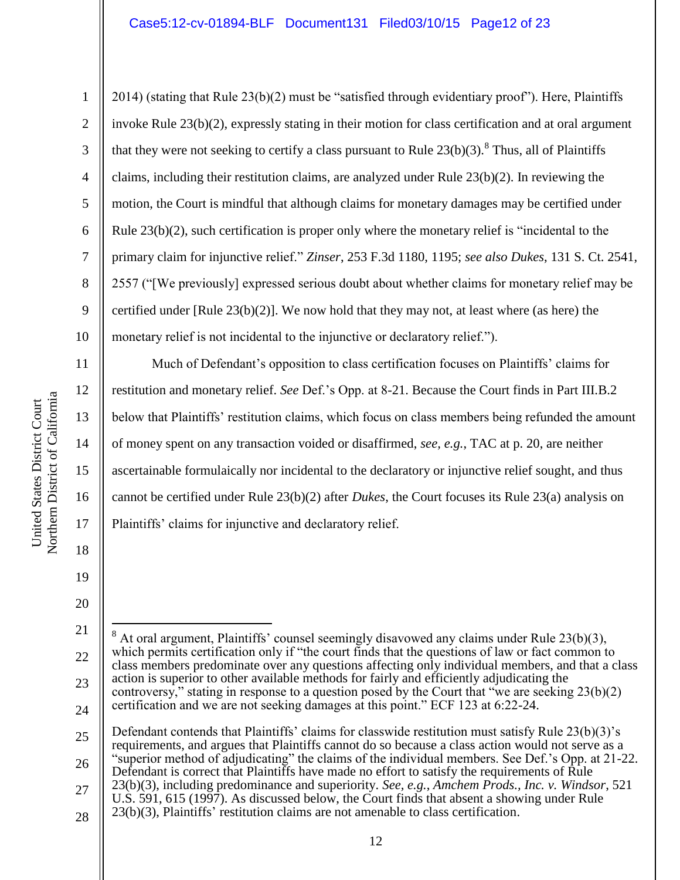2014) (stating that Rule 23(b)(2) must be "satisfied through evidentiary proof"). Here, Plaintiffs invoke Rule 23(b)(2), expressly stating in their motion for class certification and at oral argument that they were not seeking to certify a class pursuant to Rule 23(b)(3).[8] Thus, all of Plaintiffs claims, including their restitution claims, are analyzed under Rule 23(b)(2). In reviewing the motion, the Court is mindful that although claims for monetary damages may be certified under Rule 23(b)(2), such certification is proper only where the monetary relief is "incidental to the primary claim for injunctive relief." *Zinser*, 253 F.3d 1180, 1195; *see also Dukes*, 131 S. Ct. 2541, 2557 ("[We previously] expressed serious doubt about whether claims for monetary relief may be certified under [Rule 23(b)(2)]. We now hold that they may not, at least where (as here) the monetary relief is not incidental to the injunctive or declaratory relief.").

Much of Defendant's opposition to class certification focuses on Plaintiffs' claims for restitution and monetary relief. *See* Def.'s Opp. at 8-21. Because the Court finds in Part III.B.2 below that Plaintiffs' restitution claims, which focus on class members being refunded the amount of money spent on any transaction voided or disaffirmed, *see, e.g.*, TAC at p. 20, are neither ascertainable formulaically nor incidental to the declaratory or injunctive relief sought, and thus cannot be certified under Rule 23(b)(2) after *Dukes*, the Court focuses its Rule 23(a) analysis on Plaintiffs' claims for injunctive and declaratory relief.

---

[8] At oral argument, Plaintiffs' counsel seemingly disavowed any claims under Rule 23(b)(3), which permits certification only if "the court finds that the questions of law or fact common to class members predominate over any questions affecting only individual members, and that a class action is superior to other available methods for fairly and efficiently adjudicating the controversy," stating in response to a question posed by the Court that "we are seeking 23(b)(2) certification and we are not seeking damages at this point." ECF 123 at 6:22-24.

Defendant contends that Plaintiffs' claims for classwide restitution must satisfy Rule 23(b)(3)'s requirements, and argues that Plaintiffs cannot do so because a class action would not serve as a "superior method of adjudicating" the claims of the individual members. See Def.'s Opp. at 21-22. Defendant is correct that Plaintiffs have made no effort to satisfy the requirements of Rule 23(b)(3), including predominance and superiority. *See, e.g.*, *Amchem Prods., Inc. v. Windsor*, 521 U.S. 591, 615 (1997). As discussed below, the Court finds that absent a showing under Rule 23(b)(3), Plaintiffs' restitution claims are not amenable to class certification.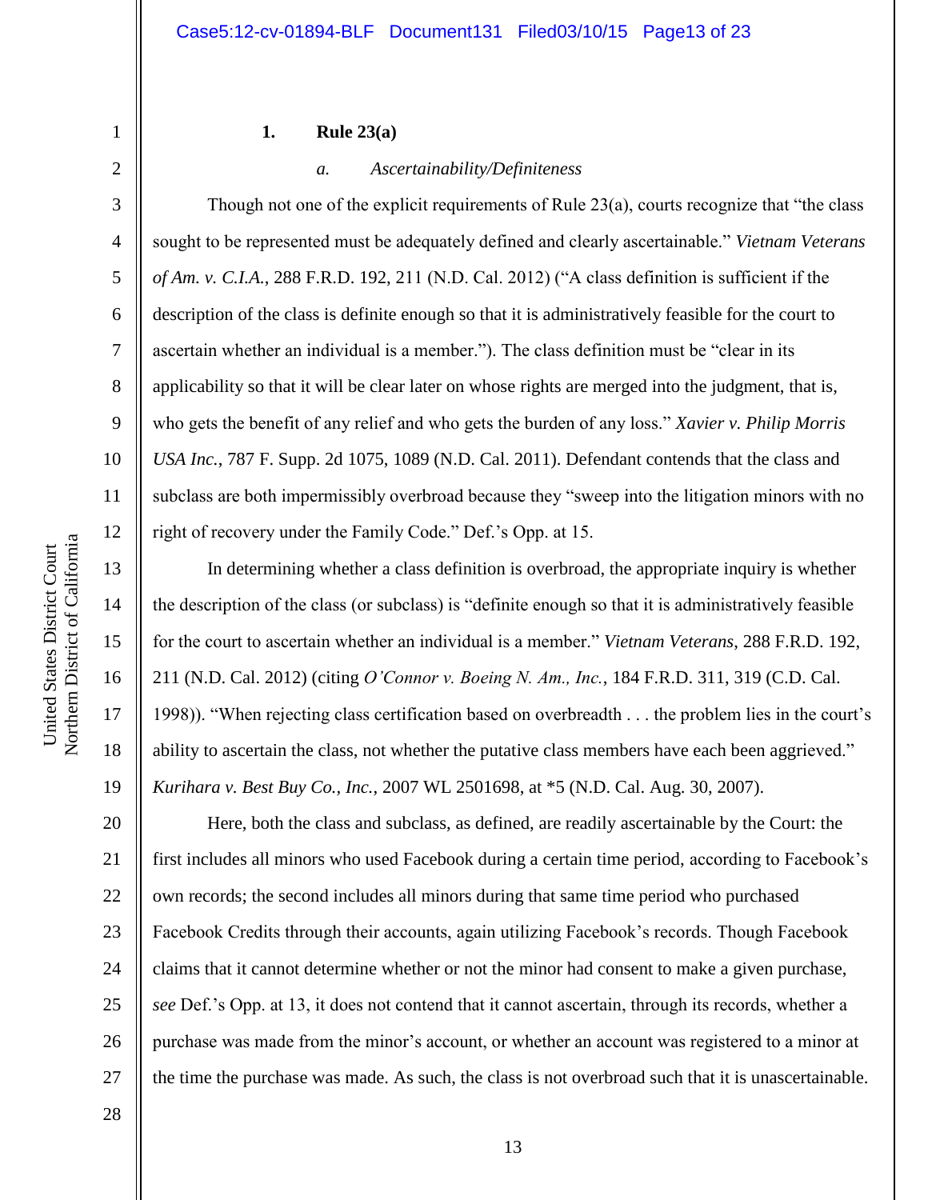### 1. Rule 23(a)

#### *a. Ascertainability/Definiteness*

Though not one of the explicit requirements of Rule 23(a), courts recognize that "the class sought to be represented must be adequately defined and clearly ascertainable." *Vietnam Veterans of Am. v. C.I.A.*, 288 F.R.D. 192, 211 (N.D. Cal. 2012) ("A class definition is sufficient if the description of the class is definite enough so that it is administratively feasible for the court to ascertain whether an individual is a member."). The class definition must be "clear in its applicability so that it will be clear later on whose rights are merged into the judgment, that is, who gets the benefit of any relief and who gets the burden of any loss." *Xavier v. Philip Morris USA Inc.*, 787 F. Supp. 2d 1075, 1089 (N.D. Cal. 2011). Defendant contends that the class and subclass are both impermissibly overbroad because they "sweep into the litigation minors with no right of recovery under the Family Code." Def.'s Opp. at 15.

In determining whether a class definition is overbroad, the appropriate inquiry is whether the description of the class (or subclass) is "definite enough so that it is administratively feasible for the court to ascertain whether an individual is a member." *Vietnam Veterans*, 288 F.R.D. 192, 211 (N.D. Cal. 2012) (citing *O'Connor v. Boeing N. Am., Inc.*, 184 F.R.D. 311, 319 (C.D. Cal. 1998)). "When rejecting class certification based on overbreadth . . . the problem lies in the court's ability to ascertain the class, not whether the putative class members have each been aggrieved." *Kurihara v. Best Buy Co., Inc.*, 2007 WL 2501698, at *5 (N.D. Cal. Aug. 30, 2007).

Here, both the class and subclass, as defined, are readily ascertainable by the Court: the first includes all minors who used Facebook during a certain time period, according to Facebook's own records; the second includes all minors during that same time period who purchased Facebook Credits through their accounts, again utilizing Facebook's records. Though Facebook claims that it cannot determine whether or not the minor had consent to make a given purchase, *see* Def.'s Opp. at 13, it does not contend that it cannot ascertain, through its records, whether a purchase was made from the minor's account, or whether an account was registered to a minor at the time the purchase was made. As such, the class is not overbroad such that it is unascertainable.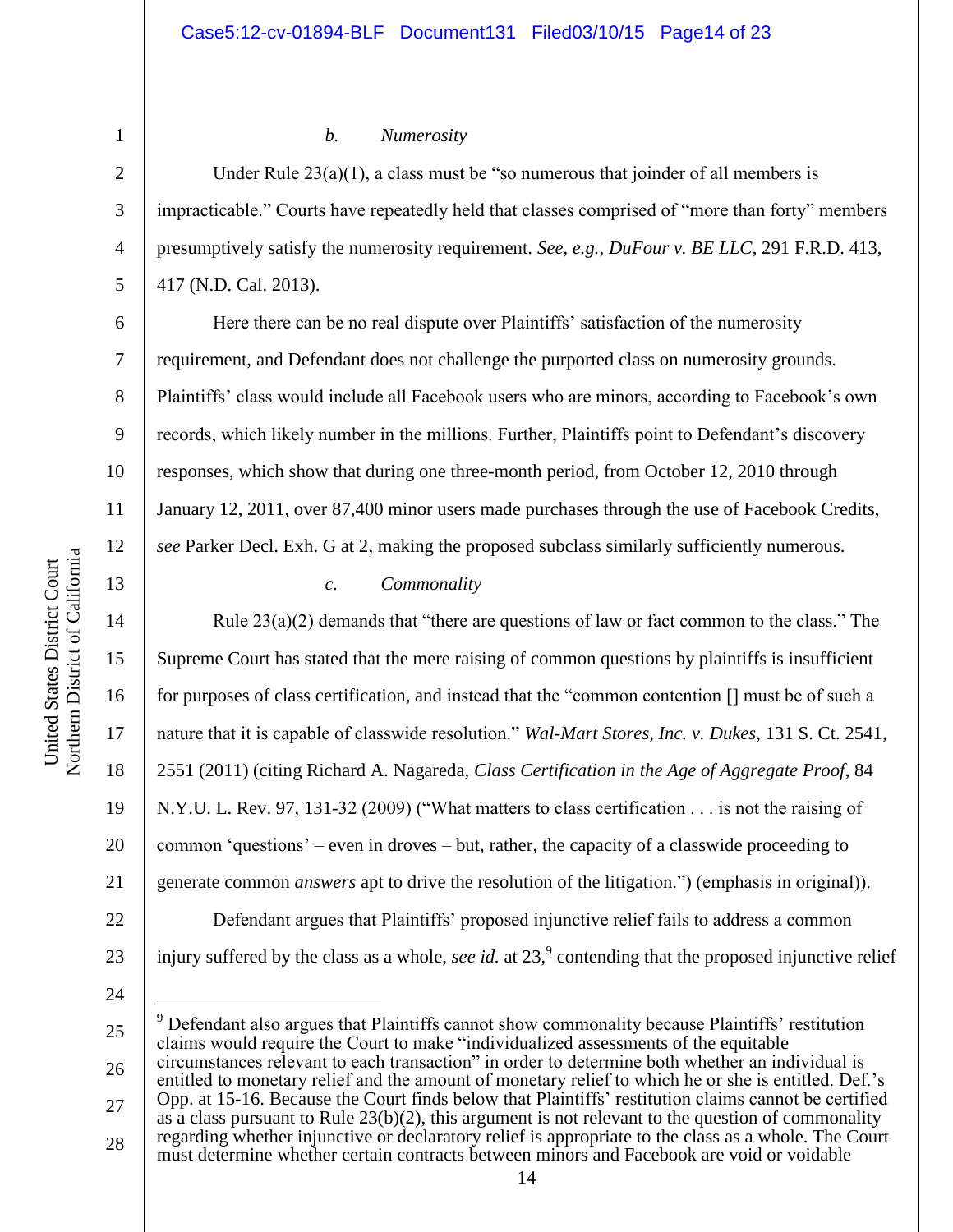*b. Numerosity*

Under Rule 23(a)(1), a class must be "so numerous that joinder of all members is impracticable." Courts have repeatedly held that classes comprised of "more than forty" members presumptively satisfy the numerosity requirement. *See, e.g.*, *DuFour v. BE LLC*, 291 F.R.D. 413, 417 (N.D. Cal. 2013).

Here there can be no real dispute over Plaintiffs' satisfaction of the numerosity requirement, and Defendant does not challenge the purported class on numerosity grounds. Plaintiffs' class would include all Facebook users who are minors, according to Facebook's own records, which likely number in the millions. Further, Plaintiffs point to Defendant's discovery responses, which show that during one three-month period, from October 12, 2010 through January 12, 2011, over 87,400 minor users made purchases through the use of Facebook Credits, *see* Parker Decl. Exh. G at 2, making the proposed subclass similarly sufficiently numerous.

*c. Commonality*

Rule 23(a)(2) demands that "there are questions of law or fact common to the class." The Supreme Court has stated that the mere raising of common questions by plaintiffs is insufficient for purposes of class certification, and instead that the "common contention [] must be of such a nature that it is capable of classwide resolution." *Wal-Mart Stores, Inc. v. Dukes*, 131 S. Ct. 2541, 2551 (2011) (citing Richard A. Nagareda, *Class Certification in the Age of Aggregate Proof*, 84 N.Y.U. L. Rev. 97, 131-32 (2009) ("What matters to class certification . . . is not the raising of common 'questions' – even in droves – but, rather, the capacity of a classwide proceeding to generate common *answers* apt to drive the resolution of the litigation.") (emphasis in original)).

Defendant argues that Plaintiffs' proposed injunctive relief fails to address a common injury suffered by the class as a whole, *see id.* at 23,[9] contending that the proposed injunctive relief

---

[9] Defendant also argues that Plaintiffs cannot show commonality because Plaintiffs' restitution claims would require the Court to make "individualized assessments of the equitable circumstances relevant to each transaction" in order to determine both whether an individual is entitled to monetary relief and the amount of monetary relief to which he or she is entitled. Def.'s Opp. at 15-16. Because the Court finds below that Plaintiffs' restitution claims cannot be certified as a class pursuant to Rule 23(b)(2), this argument is not relevant to the question of commonality regarding whether injunctive or declaratory relief is appropriate to the class as a whole. The Court must determine whether certain contracts between minors and Facebook are void or voidable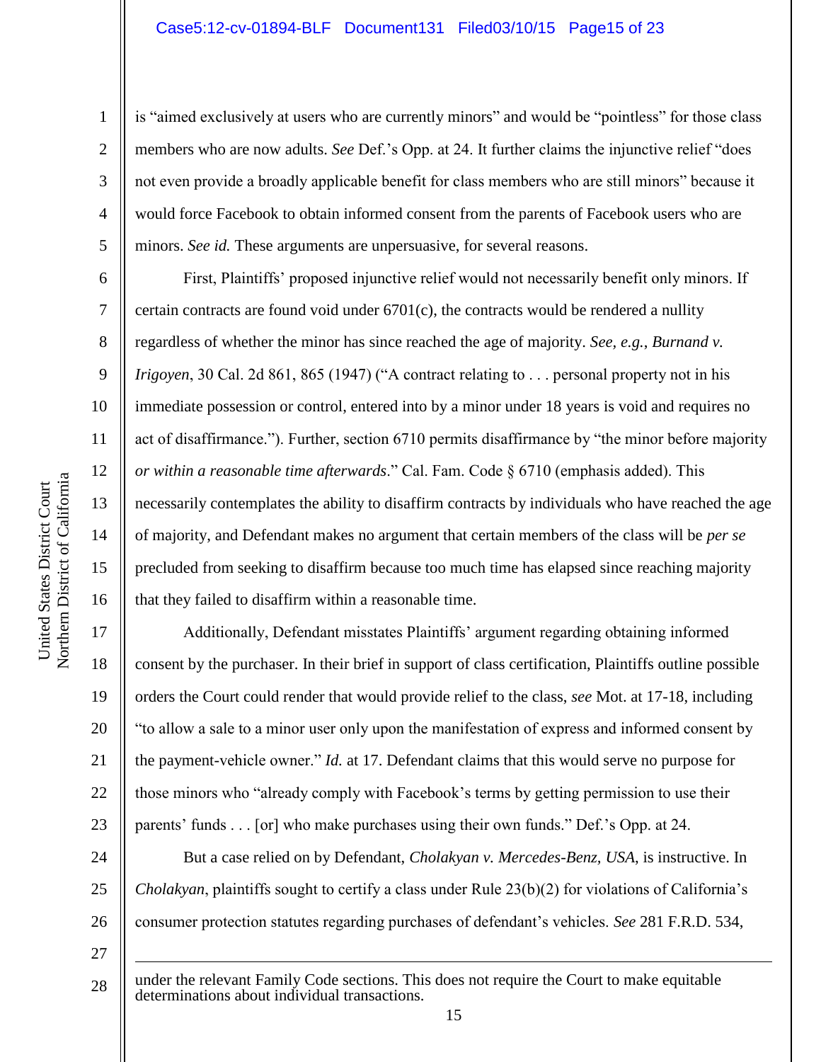is "aimed exclusively at users who are currently minors" and would be "pointless" for those class members who are now adults. *See* Def.'s Opp. at 24. It further claims the injunctive relief "does not even provide a broadly applicable benefit for class members who are still minors" because it would force Facebook to obtain informed consent from the parents of Facebook users who are minors. *See id.* These arguments are unpersuasive, for several reasons.

First, Plaintiffs' proposed injunctive relief would not necessarily benefit only minors. If certain contracts are found void under 6701(c), the contracts would be rendered a nullity regardless of whether the minor has since reached the age of majority. *See, e.g.*, *Burnand v. Irigoyen*, 30 Cal. 2d 861, 865 (1947) ("A contract relating to . . . personal property not in his immediate possession or control, entered into by a minor under 18 years is void and requires no act of disaffirmance."). Further, section 6710 permits disaffirmance by "the minor before majority *or within a reasonable time afterwards*." Cal. Fam. Code § 6710 (emphasis added). This necessarily contemplates the ability to disaffirm contracts by individuals who have reached the age of majority, and Defendant makes no argument that certain members of the class will be *per se* precluded from seeking to disaffirm because too much time has elapsed since reaching majority that they failed to disaffirm within a reasonable time.

Additionally, Defendant misstates Plaintiffs' argument regarding obtaining informed consent by the purchaser. In their brief in support of class certification, Plaintiffs outline possible orders the Court could render that would provide relief to the class, *see* Mot. at 17-18, including "to allow a sale to a minor user only upon the manifestation of express and informed consent by the payment-vehicle owner." *Id.* at 17. Defendant claims that this would serve no purpose for those minors who "already comply with Facebook's terms by getting permission to use their parents' funds . . . [or] who make purchases using their own funds." Def.'s Opp. at 24.

But a case relied on by Defendant, *Cholakyan v. Mercedes-Benz, USA*, is instructive. In *Cholakyan*, plaintiffs sought to certify a class under Rule 23(b)(2) for violations of California's consumer protection statutes regarding purchases of defendant's vehicles. *See* 281 F.R.D. 534,

---

under the relevant Family Code sections. This does not require the Court to make equitable determinations about individual transactions.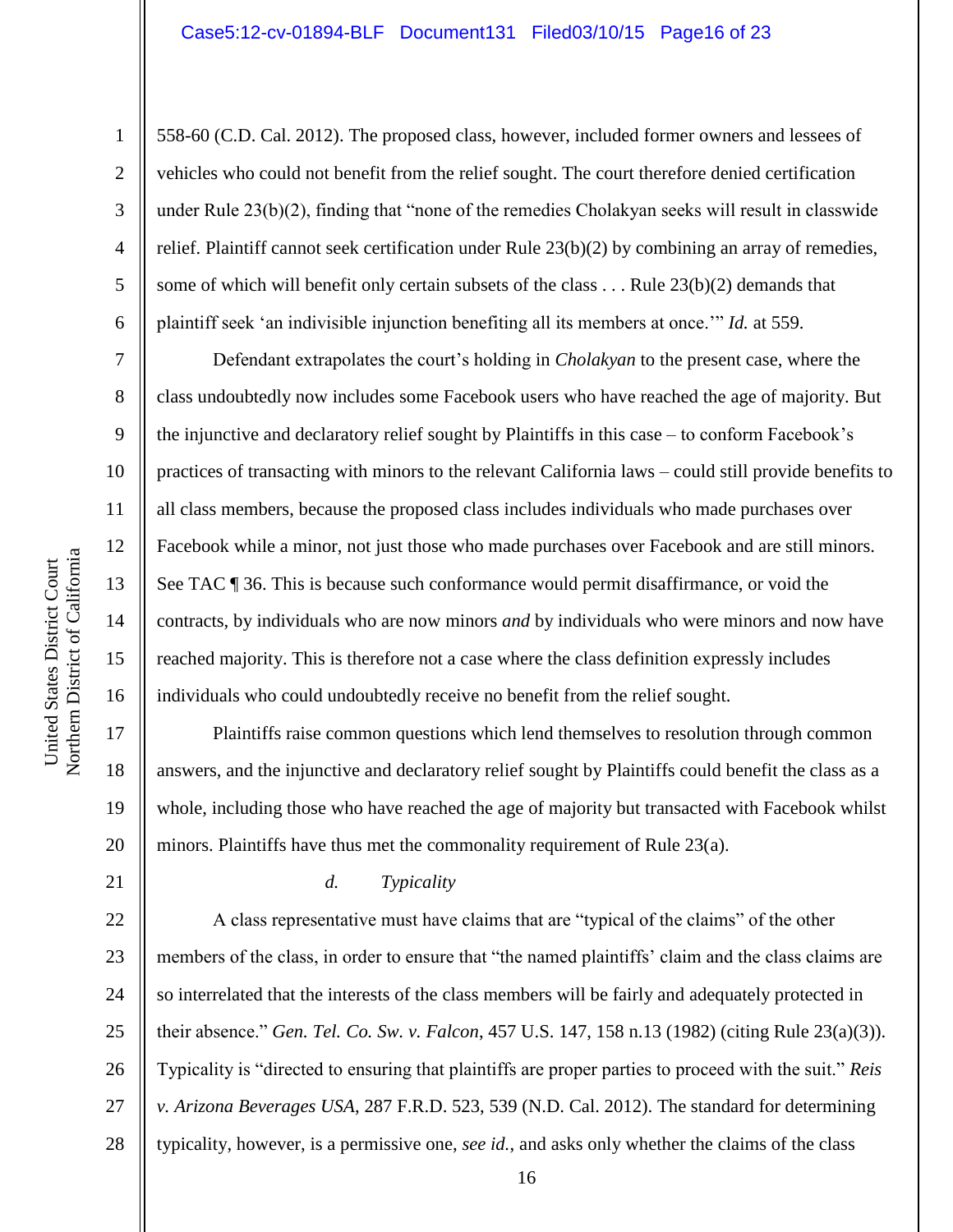558-60 (C.D. Cal. 2012). The proposed class, however, included former owners and lessees of vehicles who could not benefit from the relief sought. The court therefore denied certification under Rule 23(b)(2), finding that "none of the remedies Cholakyan seeks will result in classwide relief. Plaintiff cannot seek certification under Rule 23(b)(2) by combining an array of remedies, some of which will benefit only certain subsets of the class . . . Rule 23(b)(2) demands that plaintiff seek 'an indivisible injunction benefiting all its members at once.'" *Id.* at 559.

Defendant extrapolates the court's holding in *Cholakyan* to the present case, where the class undoubtedly now includes some Facebook users who have reached the age of majority. But the injunctive and declaratory relief sought by Plaintiffs in this case – to conform Facebook's practices of transacting with minors to the relevant California laws – could still provide benefits to all class members, because the proposed class includes individuals who made purchases over Facebook while a minor, not just those who made purchases over Facebook and are still minors. See TAC ¶ 36. This is because such conformance would permit disaffirmance, or void the contracts, by individuals who are now minors *and* by individuals who were minors and now have reached majority. This is therefore not a case where the class definition expressly includes individuals who could undoubtedly receive no benefit from the relief sought.

Plaintiffs raise common questions which lend themselves to resolution through common answers, and the injunctive and declaratory relief sought by Plaintiffs could benefit the class as a whole, including those who have reached the age of majority but transacted with Facebook whilst minors. Plaintiffs have thus met the commonality requirement of Rule 23(a).

*d. Typicality*

A class representative must have claims that are "typical of the claims" of the other members of the class, in order to ensure that "the named plaintiffs' claim and the class claims are so interrelated that the interests of the class members will be fairly and adequately protected in their absence." *Gen. Tel. Co. Sw. v. Falcon*, 457 U.S. 147, 158 n.13 (1982) (citing Rule 23(a)(3)). Typicality is "directed to ensuring that plaintiffs are proper parties to proceed with the suit." *Reis v. Arizona Beverages USA*, 287 F.R.D. 523, 539 (N.D. Cal. 2012). The standard for determining typicality, however, is a permissive one, *see id.*, and asks only whether the claims of the class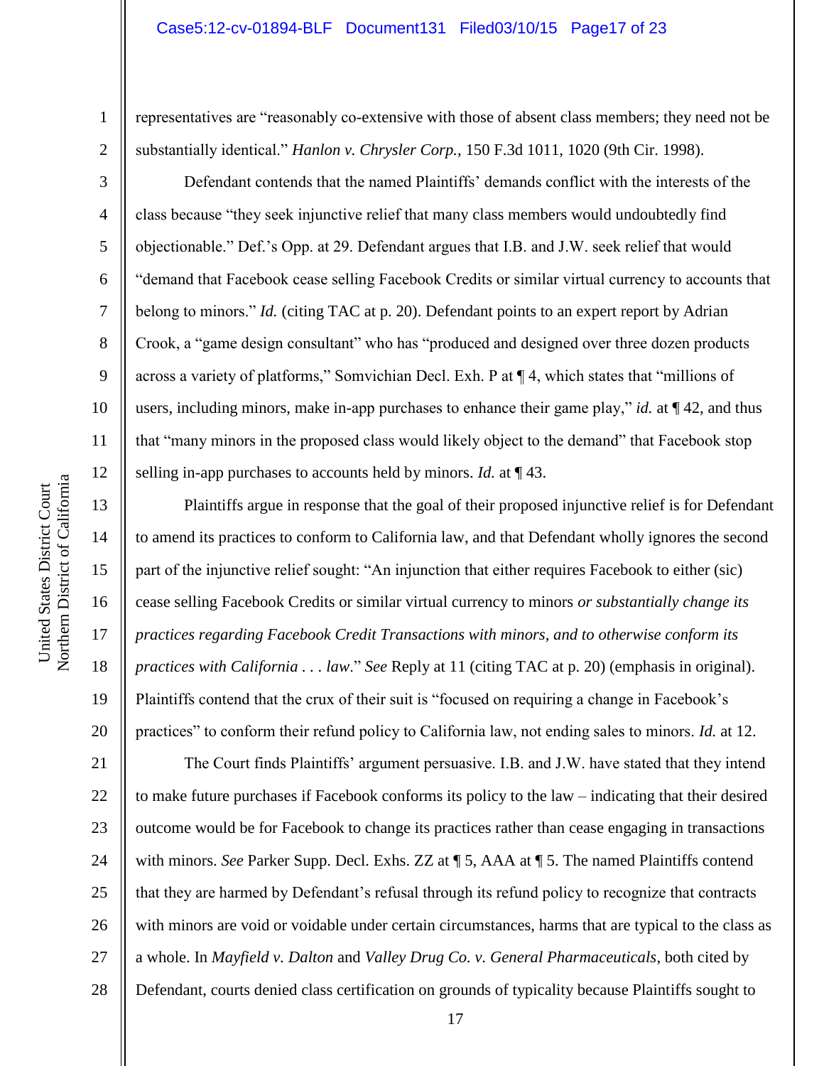representatives are "reasonably co-extensive with those of absent class members; they need not be substantially identical." *Hanlon v. Chrysler Corp.*, 150 F.3d 1011, 1020 (9th Cir. 1998).

Defendant contends that the named Plaintiffs' demands conflict with the interests of the class because "they seek injunctive relief that many class members would undoubtedly find objectionable." Def.'s Opp. at 29. Defendant argues that I.B. and J.W. seek relief that would "demand that Facebook cease selling Facebook Credits or similar virtual currency to accounts that belong to minors." *Id.* (citing TAC at p. 20). Defendant points to an expert report by Adrian Crook, a "game design consultant" who has "produced and designed over three dozen products across a variety of platforms," Somvichian Decl. Exh. P at ¶ 4, which states that "millions of users, including minors, make in-app purchases to enhance their game play," *id.* at ¶ 42, and thus that "many minors in the proposed class would likely object to the demand" that Facebook stop selling in-app purchases to accounts held by minors. *Id.* at ¶ 43.

Plaintiffs argue in response that the goal of their proposed injunctive relief is for Defendant to amend its practices to conform to California law, and that Defendant wholly ignores the second part of the injunctive relief sought: "An injunction that either requires Facebook to either (sic) cease selling Facebook Credits or similar virtual currency to minors *or substantially change its practices regarding Facebook Credit Transactions with minors, and to otherwise conform its practices with California . . . law*." *See* Reply at 11 (citing TAC at p. 20) (emphasis in original). Plaintiffs contend that the crux of their suit is "focused on requiring a change in Facebook's practices" to conform their refund policy to California law, not ending sales to minors. *Id.* at 12.

The Court finds Plaintiffs' argument persuasive. I.B. and J.W. have stated that they intend to make future purchases if Facebook conforms its policy to the law – indicating that their desired outcome would be for Facebook to change its practices rather than cease engaging in transactions with minors. *See* Parker Supp. Decl. Exhs. ZZ at ¶ 5, AAA at ¶ 5. The named Plaintiffs contend that they are harmed by Defendant's refusal through its refund policy to recognize that contracts with minors are void or voidable under certain circumstances, harms that are typical to the class as a whole. In *Mayfield v. Dalton* and *Valley Drug Co. v. General Pharmaceuticals*, both cited by Defendant, courts denied class certification on grounds of typicality because Plaintiffs sought to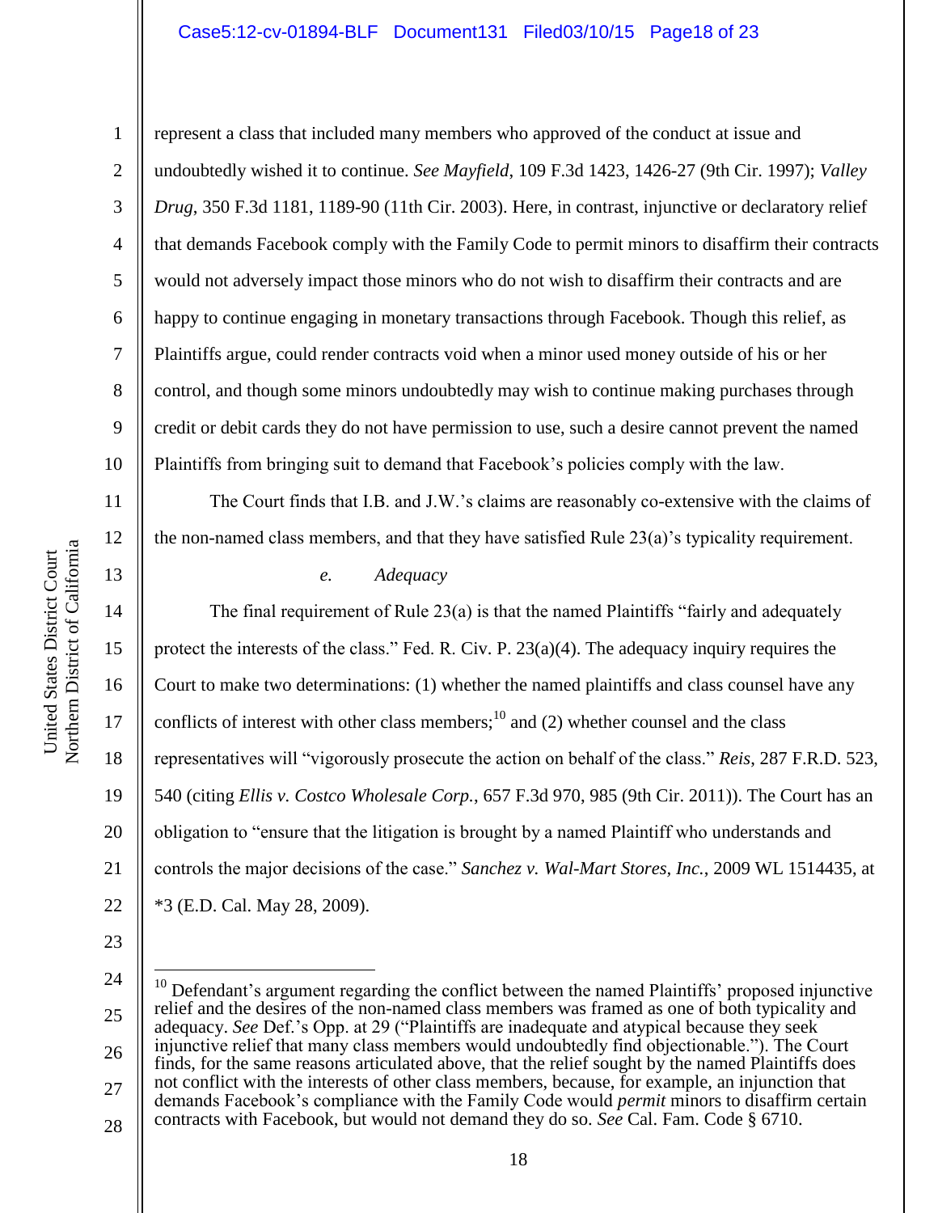represent a class that included many members who approved of the conduct at issue and undoubtedly wished it to continue. *See Mayfield*, 109 F.3d 1423, 1426-27 (9th Cir. 1997); *Valley Drug*, 350 F.3d 1181, 1189-90 (11th Cir. 2003). Here, in contrast, injunctive or declaratory relief that demands Facebook comply with the Family Code to permit minors to disaffirm their contracts would not adversely impact those minors who do not wish to disaffirm their contracts and are happy to continue engaging in monetary transactions through Facebook. Though this relief, as Plaintiffs argue, could render contracts void when a minor used money outside of his or her control, and though some minors undoubtedly may wish to continue making purchases through credit or debit cards they do not have permission to use, such a desire cannot prevent the named Plaintiffs from bringing suit to demand that Facebook's policies comply with the law.

The Court finds that I.B. and J.W.'s claims are reasonably co-extensive with the claims of the non-named class members, and that they have satisfied Rule 23(a)'s typicality requirement.

*e. Adequacy*

The final requirement of Rule 23(a) is that the named Plaintiffs "fairly and adequately protect the interests of the class." Fed. R. Civ. P. 23(a)(4). The adequacy inquiry requires the Court to make two determinations: (1) whether the named plaintiffs and class counsel have any conflicts of interest with other class members;[10] and (2) whether counsel and the class representatives will "vigorously prosecute the action on behalf of the class." *Reis*, 287 F.R.D. 523, 540 (citing *Ellis v. Costco Wholesale Corp.*, 657 F.3d 970, 985 (9th Cir. 2011)). The Court has an obligation to "ensure that the litigation is brought by a named Plaintiff who understands and controls the major decisions of the case." *Sanchez v. Wal-Mart Stores, Inc.*, 2009 WL 1514435, at *3 (E.D. Cal. May 28, 2009).

---

[10] Defendant's argument regarding the conflict between the named Plaintiffs' proposed injunctive relief and the desires of the non-named class members was framed as one of both typicality and adequacy. *See* Def.'s Opp. at 29 ("Plaintiffs are inadequate and atypical because they seek injunctive relief that many class members would undoubtedly find objectionable."). The Court finds, for the same reasons articulated above, that the relief sought by the named Plaintiffs does not conflict with the interests of other class members, because, for example, an injunction that demands Facebook's compliance with the Family Code would *permit* minors to disaffirm certain contracts with Facebook, but would not demand they do so. *See* Cal. Fam. Code § 6710.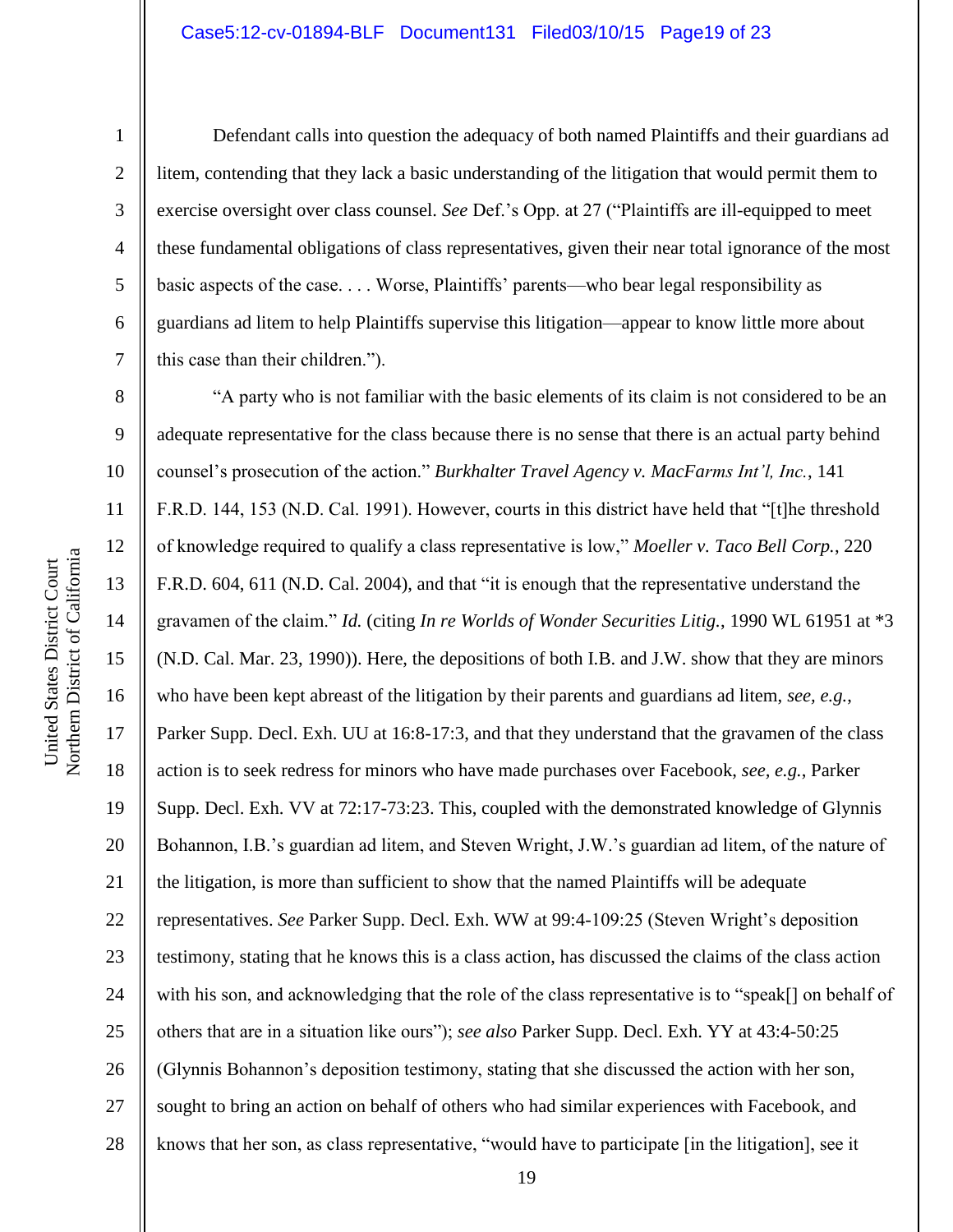Defendant calls into question the adequacy of both named Plaintiffs and their guardians ad litem, contending that they lack a basic understanding of the litigation that would permit them to exercise oversight over class counsel. *See* Def.'s Opp. at 27 ("Plaintiffs are ill-equipped to meet these fundamental obligations of class representatives, given their near total ignorance of the most basic aspects of the case. . . . Worse, Plaintiffs' parents—who bear legal responsibility as guardians ad litem to help Plaintiffs supervise this litigation—appear to know little more about this case than their children.").

"A party who is not familiar with the basic elements of its claim is not considered to be an adequate representative for the class because there is no sense that there is an actual party behind counsel's prosecution of the action." *Burkhalter Travel Agency v. MacFarms Int'l, Inc.*, 141 F.R.D. 144, 153 (N.D. Cal. 1991). However, courts in this district have held that "[t]he threshold of knowledge required to qualify a class representative is low," *Moeller v. Taco Bell Corp.*, 220 F.R.D. 604, 611 (N.D. Cal. 2004), and that "it is enough that the representative understand the gravamen of the claim." *Id.* (citing *In re Worlds of Wonder Securities Litig.*, 1990 WL 61951 at *3 (N.D. Cal. Mar. 23, 1990)). Here, the depositions of both I.B. and J.W. show that they are minors who have been kept abreast of the litigation by their parents and guardians ad litem, *see, e.g.*, Parker Supp. Decl. Exh. UU at 16:8-17:3, and that they understand that the gravamen of the class action is to seek redress for minors who have made purchases over Facebook, *see, e.g.*, Parker Supp. Decl. Exh. VV at 72:17-73:23. This, coupled with the demonstrated knowledge of Glynnis Bohannon, I.B.'s guardian ad litem, and Steven Wright, J.W.'s guardian ad litem, of the nature of the litigation, is more than sufficient to show that the named Plaintiffs will be adequate representatives. *See* Parker Supp. Decl. Exh. WW at 99:4-109:25 (Steven Wright's deposition testimony, stating that he knows this is a class action, has discussed the claims of the class action with his son, and acknowledging that the role of the class representative is to "speak[] on behalf of others that are in a situation like ours"); *see also* Parker Supp. Decl. Exh. YY at 43:4-50:25 (Glynnis Bohannon's deposition testimony, stating that she discussed the action with her son, sought to bring an action on behalf of others who had similar experiences with Facebook, and knows that her son, as class representative, "would have to participate [in the litigation], see it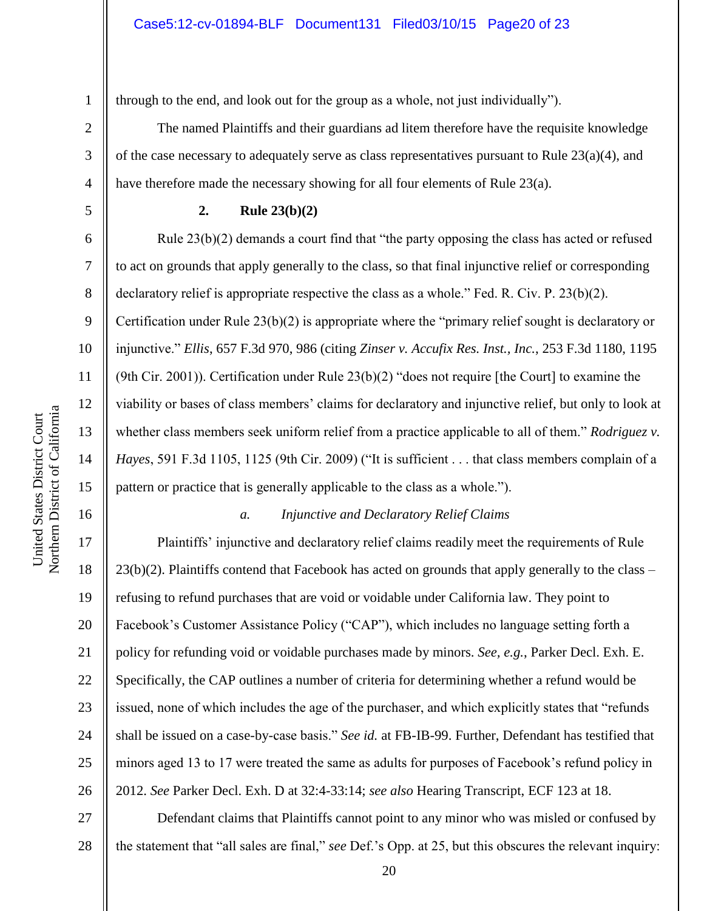through to the end, and look out for the group as a whole, not just individually").

The named Plaintiffs and their guardians ad litem therefore have the requisite knowledge of the case necessary to adequately serve as class representatives pursuant to Rule 23(a)(4), and have therefore made the necessary showing for all four elements of Rule 23(a).

**2. Rule 23(b)(2)**

Rule 23(b)(2) demands a court find that "the party opposing the class has acted or refused to act on grounds that apply generally to the class, so that final injunctive relief or corresponding declaratory relief is appropriate respective the class as a whole." Fed. R. Civ. P. 23(b)(2). Certification under Rule 23(b)(2) is appropriate where the "primary relief sought is declaratory or injunctive." *Ellis*, 657 F.3d 970, 986 (citing *Zinser v. Accufix Res. Inst., Inc.*, 253 F.3d 1180, 1195 (9th Cir. 2001)). Certification under Rule 23(b)(2) "does not require [the Court] to examine the viability or bases of class members' claims for declaratory and injunctive relief, but only to look at whether class members seek uniform relief from a practice applicable to all of them." *Rodriguez v. Hayes*, 591 F.3d 1105, 1125 (9th Cir. 2009) ("It is sufficient . . . that class members complain of a pattern or practice that is generally applicable to the class as a whole.").

*a. Injunctive and Declaratory Relief Claims*

Plaintiffs' injunctive and declaratory relief claims readily meet the requirements of Rule 23(b)(2). Plaintiffs contend that Facebook has acted on grounds that apply generally to the class – refusing to refund purchases that are void or voidable under California law. They point to Facebook's Customer Assistance Policy ("CAP"), which includes no language setting forth a policy for refunding void or voidable purchases made by minors. *See, e.g.*, Parker Decl. Exh. E. Specifically, the CAP outlines a number of criteria for determining whether a refund would be issued, none of which includes the age of the purchaser, and which explicitly states that "refunds shall be issued on a case-by-case basis." *See id.* at FB-IB-99. Further, Defendant has testified that minors aged 13 to 17 were treated the same as adults for purposes of Facebook's refund policy in 2012. *See* Parker Decl. Exh. D at 32:4-33:14; *see also* Hearing Transcript, ECF 123 at 18.

Defendant claims that Plaintiffs cannot point to any minor who was misled or confused by the statement that "all sales are final," *see* Def.'s Opp. at 25, but this obscures the relevant inquiry: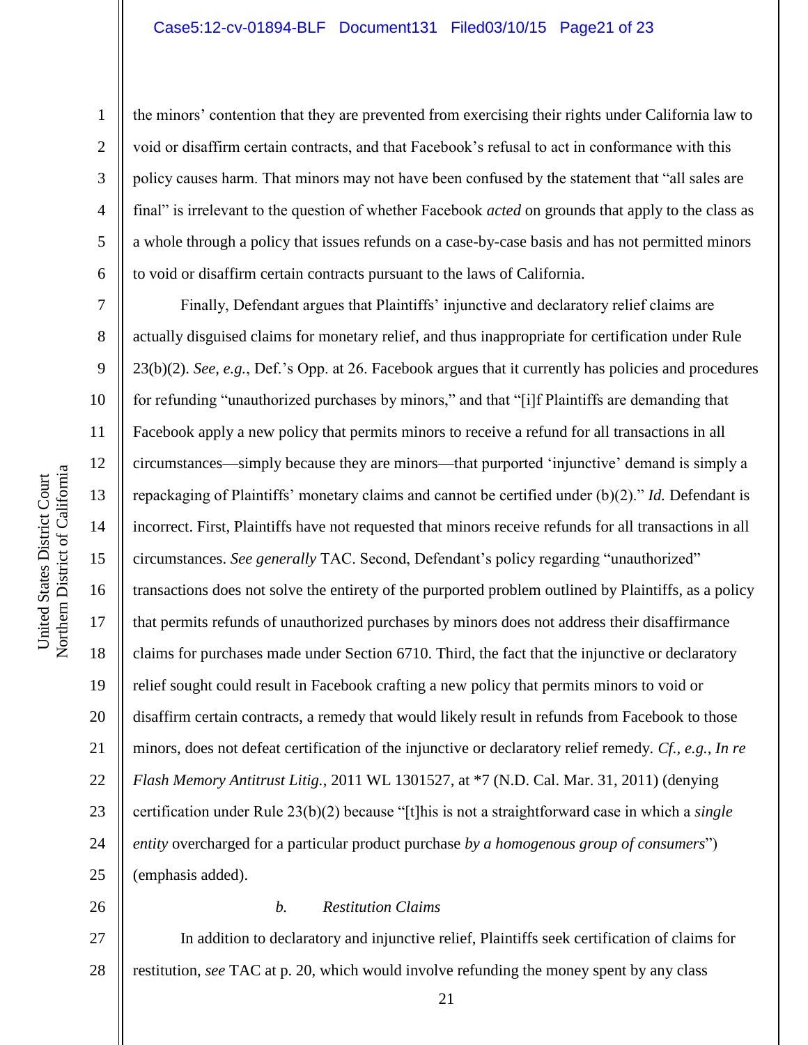the minors' contention that they are prevented from exercising their rights under California law to void or disaffirm certain contracts, and that Facebook's refusal to act in conformance with this policy causes harm. That minors may not have been confused by the statement that "all sales are final" is irrelevant to the question of whether Facebook *acted* on grounds that apply to the class as a whole through a policy that issues refunds on a case-by-case basis and has not permitted minors to void or disaffirm certain contracts pursuant to the laws of California.

Finally, Defendant argues that Plaintiffs' injunctive and declaratory relief claims are actually disguised claims for monetary relief, and thus inappropriate for certification under Rule 23(b)(2). *See, e.g.*, Def.'s Opp. at 26. Facebook argues that it currently has policies and procedures for refunding "unauthorized purchases by minors," and that "[i]f Plaintiffs are demanding that Facebook apply a new policy that permits minors to receive a refund for all transactions in all circumstances—simply because they are minors—that purported 'injunctive' demand is simply a repackaging of Plaintiffs' monetary claims and cannot be certified under (b)(2)." *Id.* Defendant is incorrect. First, Plaintiffs have not requested that minors receive refunds for all transactions in all circumstances. *See generally* TAC. Second, Defendant's policy regarding "unauthorized" transactions does not solve the entirety of the purported problem outlined by Plaintiffs, as a policy that permits refunds of unauthorized purchases by minors does not address their disaffirmance claims for purchases made under Section 6710. Third, the fact that the injunctive or declaratory relief sought could result in Facebook crafting a new policy that permits minors to void or disaffirm certain contracts, a remedy that would likely result in refunds from Facebook to those minors, does not defeat certification of the injunctive or declaratory relief remedy. *Cf., e.g.*, *In re Flash Memory Antitrust Litig.*, 2011 WL 1301527, at *7 (N.D. Cal. Mar. 31, 2011) (denying certification under Rule 23(b)(2) because "[t]his is not a straightforward case in which a *single entity* overcharged for a particular product purchase *by a homogenous group of consumers*") (emphasis added).

*b. Restitution Claims*

In addition to declaratory and injunctive relief, Plaintiffs seek certification of claims for restitution, *see* TAC at p. 20, which would involve refunding the money spent by any class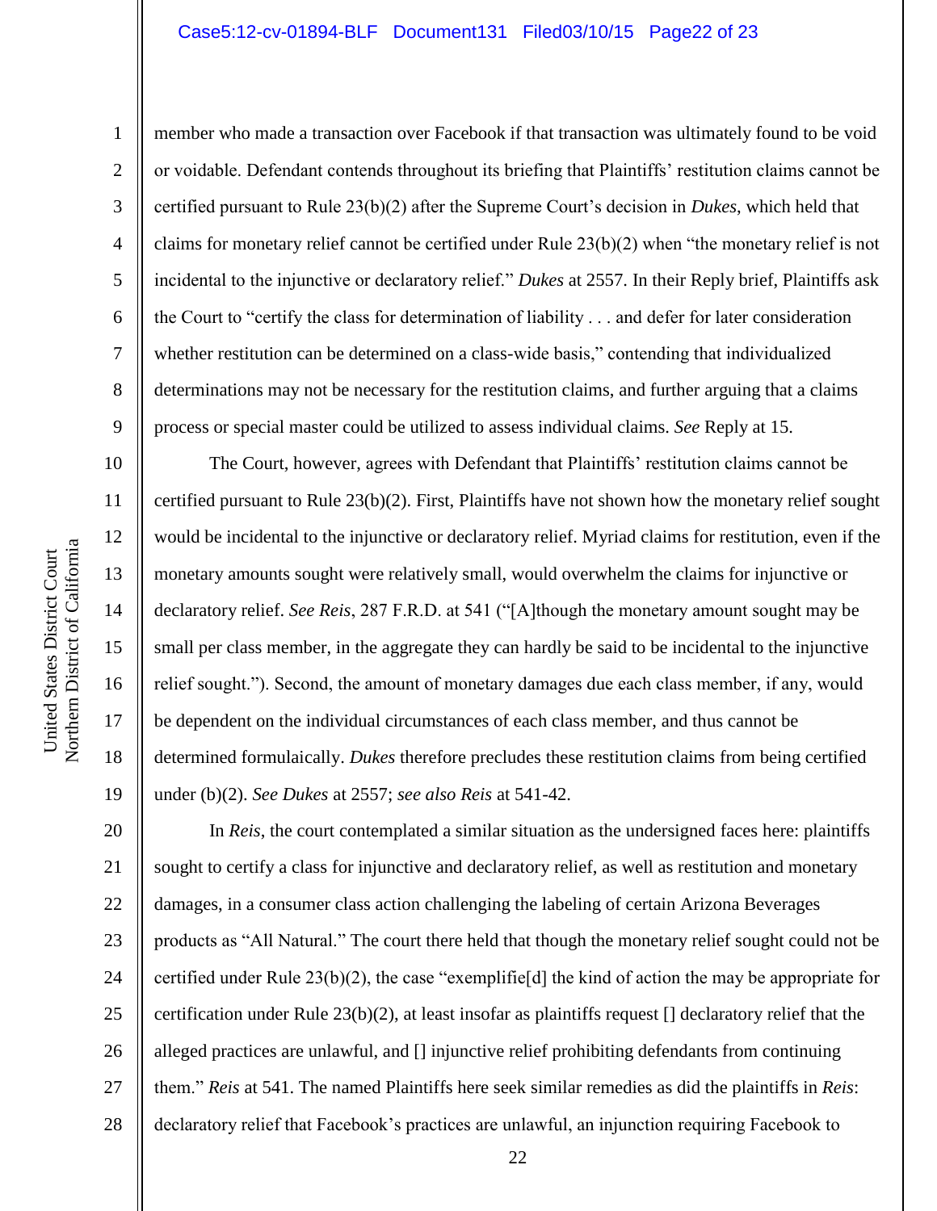member who made a transaction over Facebook if that transaction was ultimately found to be void or voidable. Defendant contends throughout its briefing that Plaintiffs' restitution claims cannot be certified pursuant to Rule 23(b)(2) after the Supreme Court's decision in *Dukes*, which held that claims for monetary relief cannot be certified under Rule 23(b)(2) when "the monetary relief is not incidental to the injunctive or declaratory relief." *Dukes* at 2557. In their Reply brief, Plaintiffs ask the Court to "certify the class for determination of liability . . . and defer for later consideration whether restitution can be determined on a class-wide basis," contending that individualized determinations may not be necessary for the restitution claims, and further arguing that a claims process or special master could be utilized to assess individual claims. *See* Reply at 15.

The Court, however, agrees with Defendant that Plaintiffs' restitution claims cannot be certified pursuant to Rule 23(b)(2). First, Plaintiffs have not shown how the monetary relief sought would be incidental to the injunctive or declaratory relief. Myriad claims for restitution, even if the monetary amounts sought were relatively small, would overwhelm the claims for injunctive or declaratory relief. *See Reis*, 287 F.R.D. at 541 ("[A]though the monetary amount sought may be small per class member, in the aggregate they can hardly be said to be incidental to the injunctive relief sought."). Second, the amount of monetary damages due each class member, if any, would be dependent on the individual circumstances of each class member, and thus cannot be determined formulaically. *Dukes* therefore precludes these restitution claims from being certified under (b)(2). *See Dukes* at 2557; *see also Reis* at 541-42.

In *Reis*, the court contemplated a similar situation as the undersigned faces here: plaintiffs sought to certify a class for injunctive and declaratory relief, as well as restitution and monetary damages, in a consumer class action challenging the labeling of certain Arizona Beverages products as "All Natural." The court there held that though the monetary relief sought could not be certified under Rule 23(b)(2), the case "exemplifie[d] the kind of action the may be appropriate for certification under Rule 23(b)(2), at least insofar as plaintiffs request [] declaratory relief that the alleged practices are unlawful, and [] injunctive relief prohibiting defendants from continuing them." *Reis* at 541. The named Plaintiffs here seek similar remedies as did the plaintiffs in *Reis*: declaratory relief that Facebook's practices are unlawful, an injunction requiring Facebook to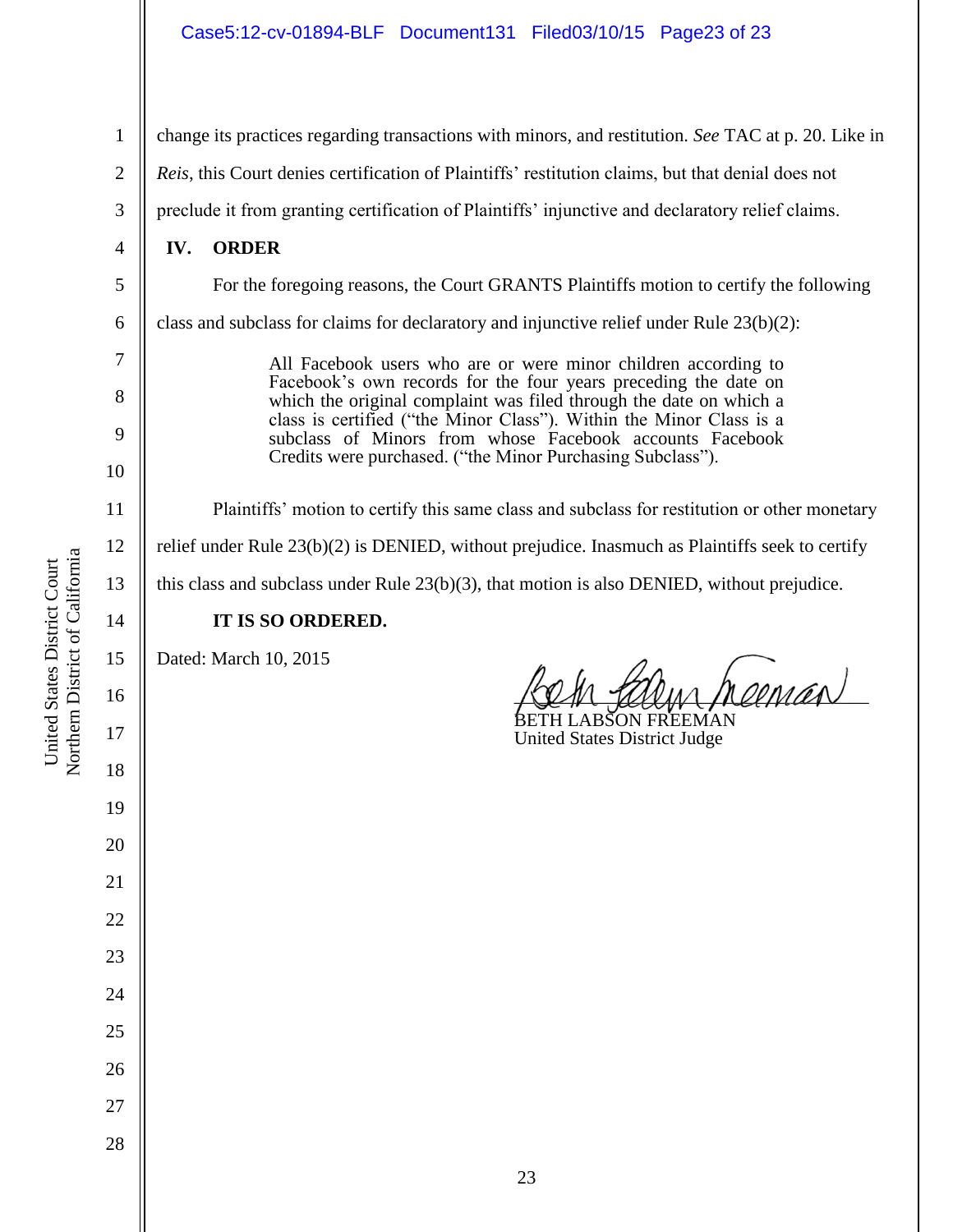change its practices regarding transactions with minors, and restitution. *See* TAC at p. 20. Like in *Reis*, this Court denies certification of Plaintiffs' restitution claims, but that denial does not preclude it from granting certification of Plaintiffs' injunctive and declaratory relief claims.

## IV. ORDER

For the foregoing reasons, the Court GRANTS Plaintiffs motion to certify the following class and subclass for claims for declaratory and injunctive relief under Rule 23(b)(2):

> All Facebook users who are or were minor children according to Facebook's own records for the four years preceding the date on which the original complaint was filed through the date on which a class is certified ("the Minor Class"). Within the Minor Class is a subclass of Minors from whose Facebook accounts Facebook Credits were purchased. ("the Minor Purchasing Subclass").

Plaintiffs' motion to certify this same class and subclass for restitution or other monetary relief under Rule 23(b)(2) is DENIED, without prejudice. Inasmuch as Plaintiffs seek to certify this class and subclass under Rule 23(b)(3), that motion is also DENIED, without prejudice.

**IT IS SO ORDERED.**

Dated: March 10, 2015

BETH LABSON FREEMAN
United States District Judge